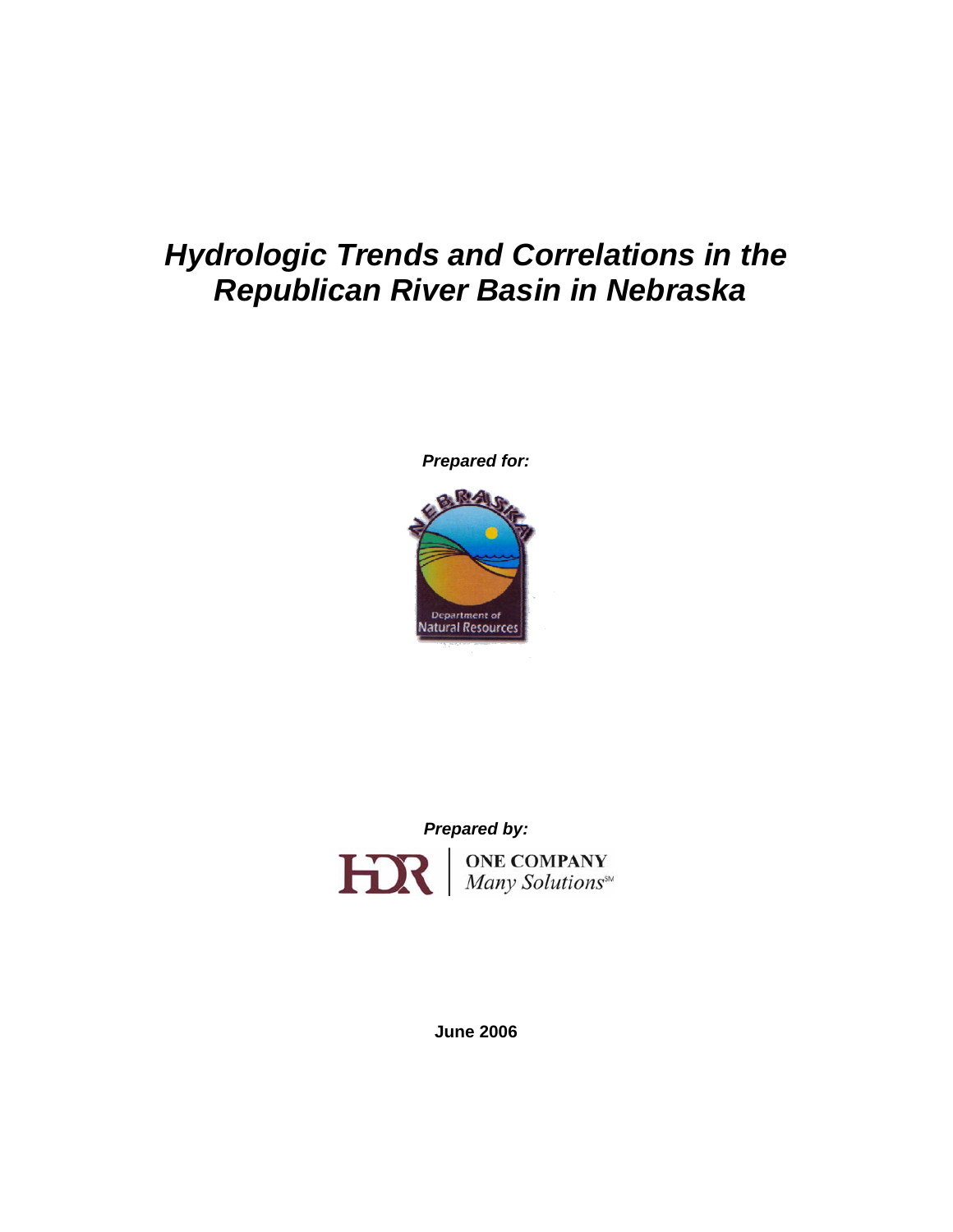# *Hydrologic Trends and Correlations in the Republican River Basin in Nebraska*

***Prepared for:***

NEBRASKA

Department of Natural Resources

***Prepared by:***

HDR | ONE COMPANY *Many Solutions*℠

**June 2006**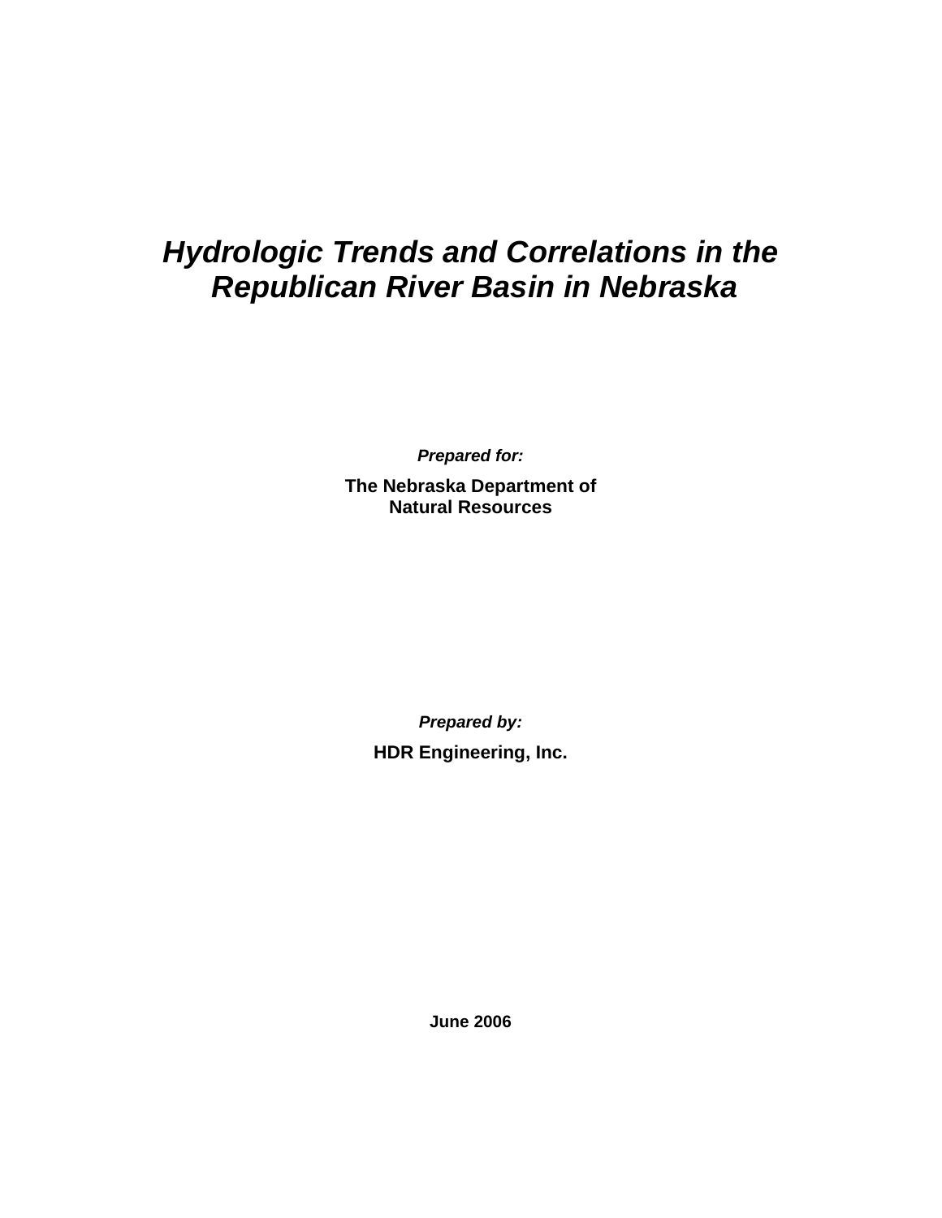# *Hydrologic Trends and Correlations in the Republican River Basin in Nebraska*

***Prepared for:***

**The Nebraska Department of Natural Resources**

***Prepared by:***

**HDR Engineering, Inc.**

**June 2006**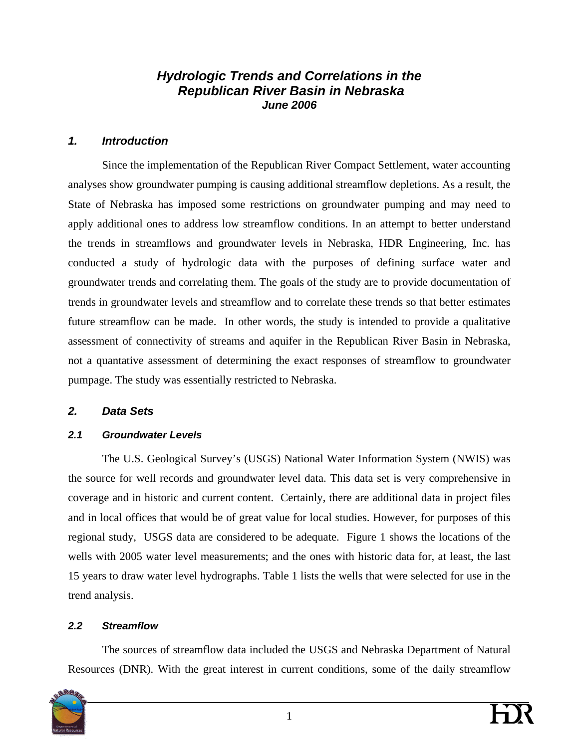# *Hydrologic Trends and Correlations in the Republican River Basin in Nebraska*
### *June 2006*

## *1. Introduction*

Since the implementation of the Republican River Compact Settlement, water accounting analyses show groundwater pumping is causing additional streamflow depletions. As a result, the State of Nebraska has imposed some restrictions on groundwater pumping and may need to apply additional ones to address low streamflow conditions. In an attempt to better understand the trends in streamflows and groundwater levels in Nebraska, HDR Engineering, Inc. has conducted a study of hydrologic data with the purposes of defining surface water and groundwater trends and correlating them. The goals of the study are to provide documentation of trends in groundwater levels and streamflow and to correlate these trends so that better estimates future streamflow can be made. In other words, the study is intended to provide a qualitative assessment of connectivity of streams and aquifer in the Republican River Basin in Nebraska, not a quantative assessment of determining the exact responses of streamflow to groundwater pumpage. The study was essentially restricted to Nebraska.

## *2. Data Sets*

### *2.1 Groundwater Levels*

The U.S. Geological Survey's (USGS) National Water Information System (NWIS) was the source for well records and groundwater level data. This data set is very comprehensive in coverage and in historic and current content. Certainly, there are additional data in project files and in local offices that would be of great value for local studies. However, for purposes of this regional study, USGS data are considered to be adequate. Figure 1 shows the locations of the wells with 2005 water level measurements; and the ones with historic data for, at least, the last 15 years to draw water level hydrographs. Table 1 lists the wells that were selected for use in the trend analysis.

### *2.2 Streamflow*

The sources of streamflow data included the USGS and Nebraska Department of Natural Resources (DNR). With the great interest in current conditions, some of the daily streamflow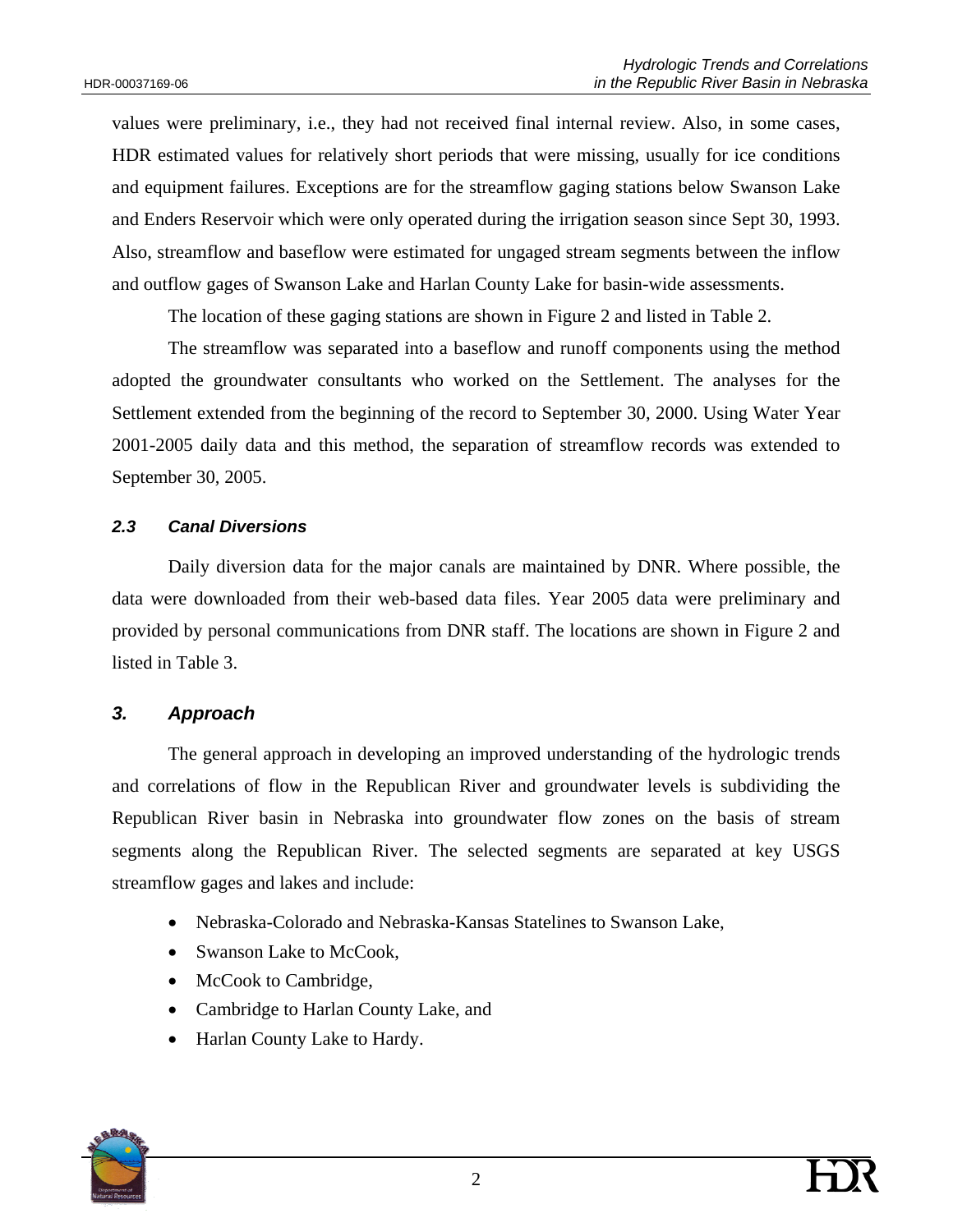values were preliminary, i.e., they had not received final internal review. Also, in some cases, HDR estimated values for relatively short periods that were missing, usually for ice conditions and equipment failures. Exceptions are for the streamflow gaging stations below Swanson Lake and Enders Reservoir which were only operated during the irrigation season since Sept 30, 1993. Also, streamflow and baseflow were estimated for ungaged stream segments between the inflow and outflow gages of Swanson Lake and Harlan County Lake for basin-wide assessments.

The location of these gaging stations are shown in Figure 2 and listed in Table 2.

The streamflow was separated into a baseflow and runoff components using the method adopted the groundwater consultants who worked on the Settlement. The analyses for the Settlement extended from the beginning of the record to September 30, 2000. Using Water Year 2001-2005 daily data and this method, the separation of streamflow records was extended to September 30, 2005.

### *2.3 Canal Diversions*

Daily diversion data for the major canals are maintained by DNR. Where possible, the data were downloaded from their web-based data files. Year 2005 data were preliminary and provided by personal communications from DNR staff. The locations are shown in Figure 2 and listed in Table 3.

## *3. Approach*

The general approach in developing an improved understanding of the hydrologic trends and correlations of flow in the Republican River and groundwater levels is subdividing the Republican River basin in Nebraska into groundwater flow zones on the basis of stream segments along the Republican River. The selected segments are separated at key USGS streamflow gages and lakes and include:

- Nebraska-Colorado and Nebraska-Kansas Statelines to Swanson Lake,
- Swanson Lake to McCook,
- McCook to Cambridge,
- Cambridge to Harlan County Lake, and
- Harlan County Lake to Hardy.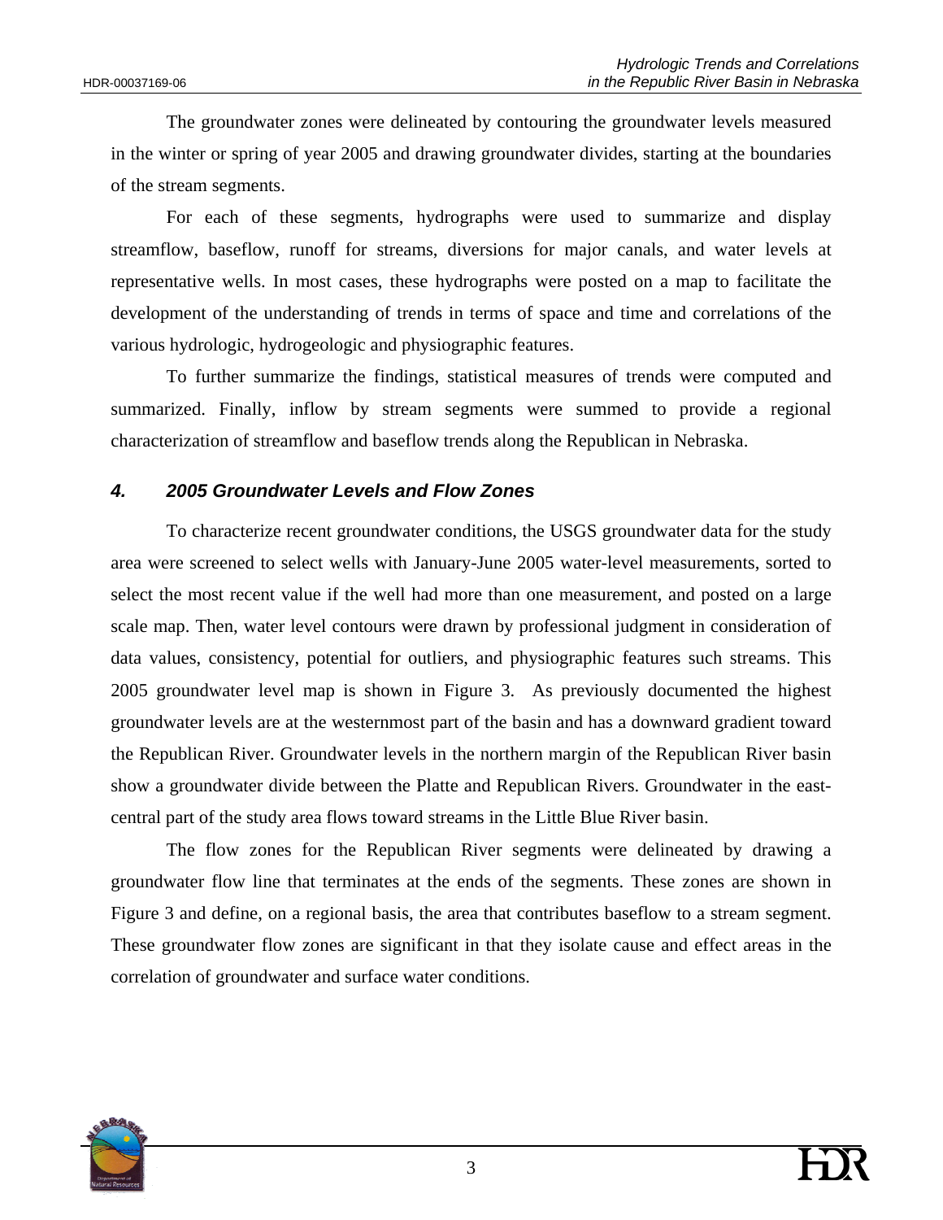The groundwater zones were delineated by contouring the groundwater levels measured in the winter or spring of year 2005 and drawing groundwater divides, starting at the boundaries of the stream segments.

For each of these segments, hydrographs were used to summarize and display streamflow, baseflow, runoff for streams, diversions for major canals, and water levels at representative wells. In most cases, these hydrographs were posted on a map to facilitate the development of the understanding of trends in terms of space and time and correlations of the various hydrologic, hydrogeologic and physiographic features.

To further summarize the findings, statistical measures of trends were computed and summarized. Finally, inflow by stream segments were summed to provide a regional characterization of streamflow and baseflow trends along the Republican in Nebraska.

## *4. 2005 Groundwater Levels and Flow Zones*

To characterize recent groundwater conditions, the USGS groundwater data for the study area were screened to select wells with January-June 2005 water-level measurements, sorted to select the most recent value if the well had more than one measurement, and posted on a large scale map. Then, water level contours were drawn by professional judgment in consideration of data values, consistency, potential for outliers, and physiographic features such streams. This 2005 groundwater level map is shown in Figure 3. As previously documented the highest groundwater levels are at the westernmost part of the basin and has a downward gradient toward the Republican River. Groundwater levels in the northern margin of the Republican River basin show a groundwater divide between the Platte and Republican Rivers. Groundwater in the east-central part of the study area flows toward streams in the Little Blue River basin.

The flow zones for the Republican River segments were delineated by drawing a groundwater flow line that terminates at the ends of the segments. These zones are shown in Figure 3 and define, on a regional basis, the area that contributes baseflow to a stream segment. These groundwater flow zones are significant in that they isolate cause and effect areas in the correlation of groundwater and surface water conditions.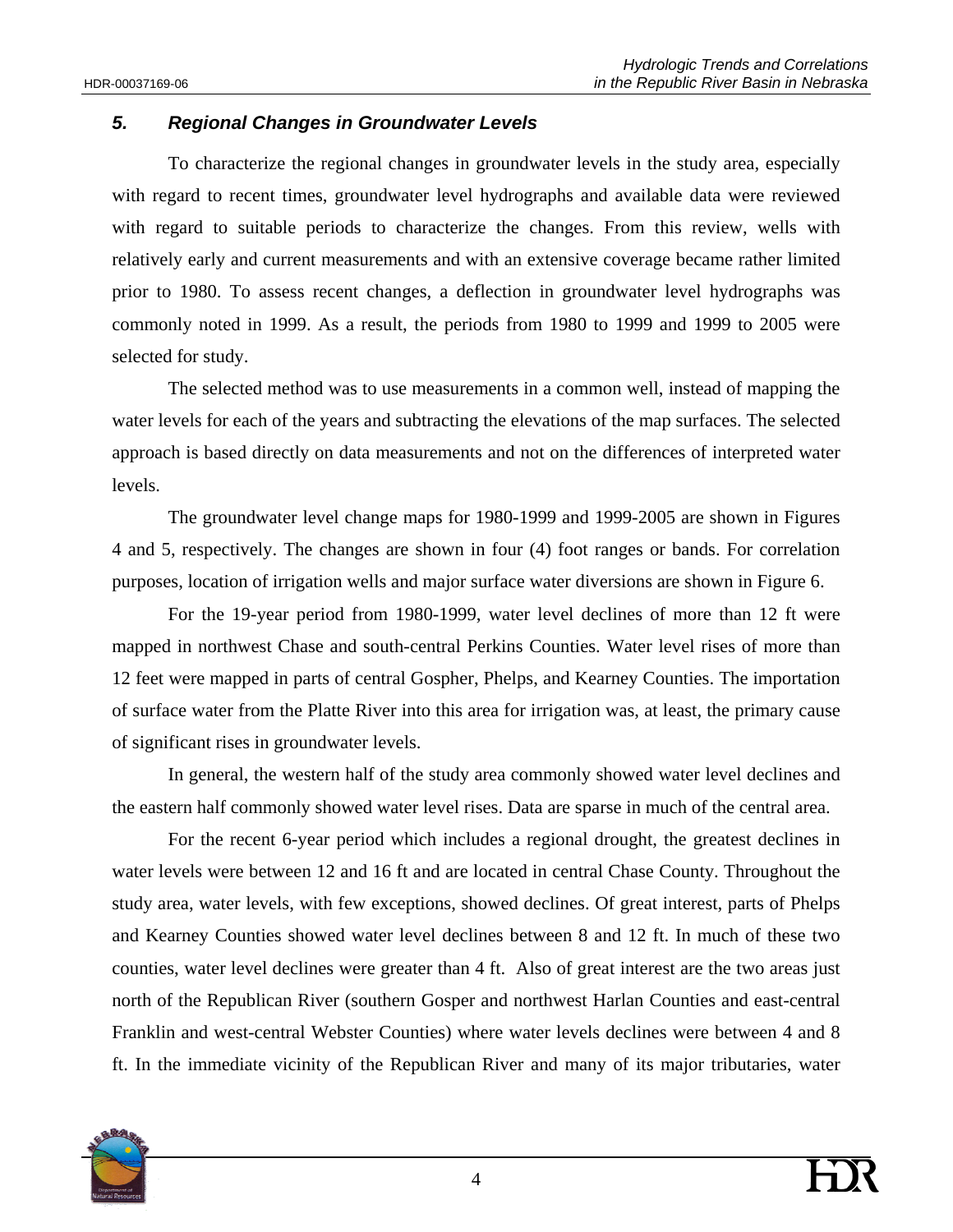## *5. Regional Changes in Groundwater Levels*

To characterize the regional changes in groundwater levels in the study area, especially with regard to recent times, groundwater level hydrographs and available data were reviewed with regard to suitable periods to characterize the changes. From this review, wells with relatively early and current measurements and with an extensive coverage became rather limited prior to 1980. To assess recent changes, a deflection in groundwater level hydrographs was commonly noted in 1999. As a result, the periods from 1980 to 1999 and 1999 to 2005 were selected for study.

The selected method was to use measurements in a common well, instead of mapping the water levels for each of the years and subtracting the elevations of the map surfaces. The selected approach is based directly on data measurements and not on the differences of interpreted water levels.

The groundwater level change maps for 1980-1999 and 1999-2005 are shown in Figures 4 and 5, respectively. The changes are shown in four (4) foot ranges or bands. For correlation purposes, location of irrigation wells and major surface water diversions are shown in Figure 6.

For the 19-year period from 1980-1999, water level declines of more than 12 ft were mapped in northwest Chase and south-central Perkins Counties. Water level rises of more than 12 feet were mapped in parts of central Gospher, Phelps, and Kearney Counties. The importation of surface water from the Platte River into this area for irrigation was, at least, the primary cause of significant rises in groundwater levels.

In general, the western half of the study area commonly showed water level declines and the eastern half commonly showed water level rises. Data are sparse in much of the central area.

For the recent 6-year period which includes a regional drought, the greatest declines in water levels were between 12 and 16 ft and are located in central Chase County. Throughout the study area, water levels, with few exceptions, showed declines. Of great interest, parts of Phelps and Kearney Counties showed water level declines between 8 and 12 ft. In much of these two counties, water level declines were greater than 4 ft. Also of great interest are the two areas just north of the Republican River (southern Gosper and northwest Harlan Counties and east-central Franklin and west-central Webster Counties) where water levels declines were between 4 and 8 ft. In the immediate vicinity of the Republican River and many of its major tributaries, water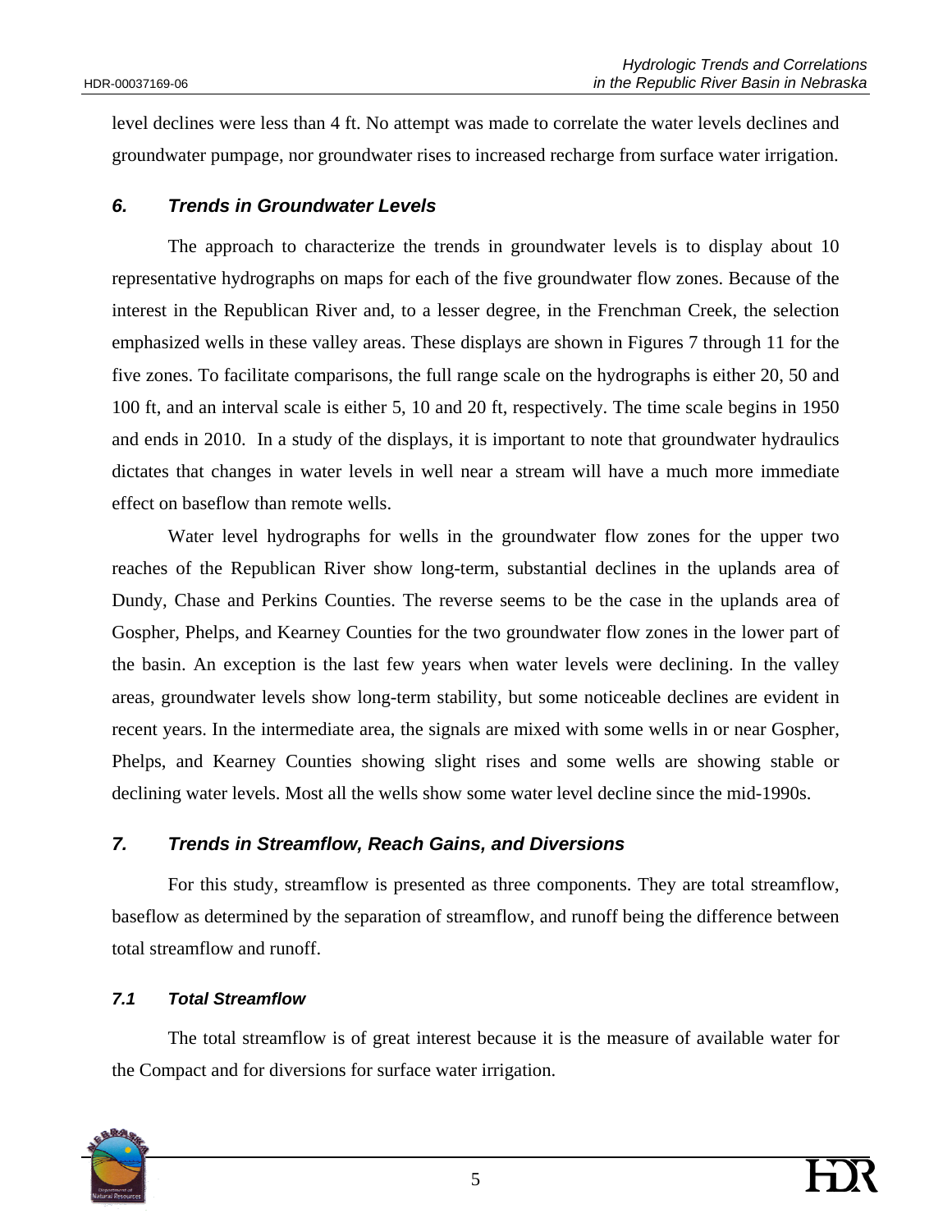level declines were less than 4 ft. No attempt was made to correlate the water levels declines and groundwater pumpage, nor groundwater rises to increased recharge from surface water irrigation.

## *6. Trends in Groundwater Levels*

The approach to characterize the trends in groundwater levels is to display about 10 representative hydrographs on maps for each of the five groundwater flow zones. Because of the interest in the Republican River and, to a lesser degree, in the Frenchman Creek, the selection emphasized wells in these valley areas. These displays are shown in Figures 7 through 11 for the five zones. To facilitate comparisons, the full range scale on the hydrographs is either 20, 50 and 100 ft, and an interval scale is either 5, 10 and 20 ft, respectively. The time scale begins in 1950 and ends in 2010. In a study of the displays, it is important to note that groundwater hydraulics dictates that changes in water levels in well near a stream will have a much more immediate effect on baseflow than remote wells.

Water level hydrographs for wells in the groundwater flow zones for the upper two reaches of the Republican River show long-term, substantial declines in the uplands area of Dundy, Chase and Perkins Counties. The reverse seems to be the case in the uplands area of Gospher, Phelps, and Kearney Counties for the two groundwater flow zones in the lower part of the basin. An exception is the last few years when water levels were declining. In the valley areas, groundwater levels show long-term stability, but some noticeable declines are evident in recent years. In the intermediate area, the signals are mixed with some wells in or near Gospher, Phelps, and Kearney Counties showing slight rises and some wells are showing stable or declining water levels. Most all the wells show some water level decline since the mid-1990s.

## *7. Trends in Streamflow, Reach Gains, and Diversions*

For this study, streamflow is presented as three components. They are total streamflow, baseflow as determined by the separation of streamflow, and runoff being the difference between total streamflow and runoff.

### *7.1 Total Streamflow*

The total streamflow is of great interest because it is the measure of available water for the Compact and for diversions for surface water irrigation.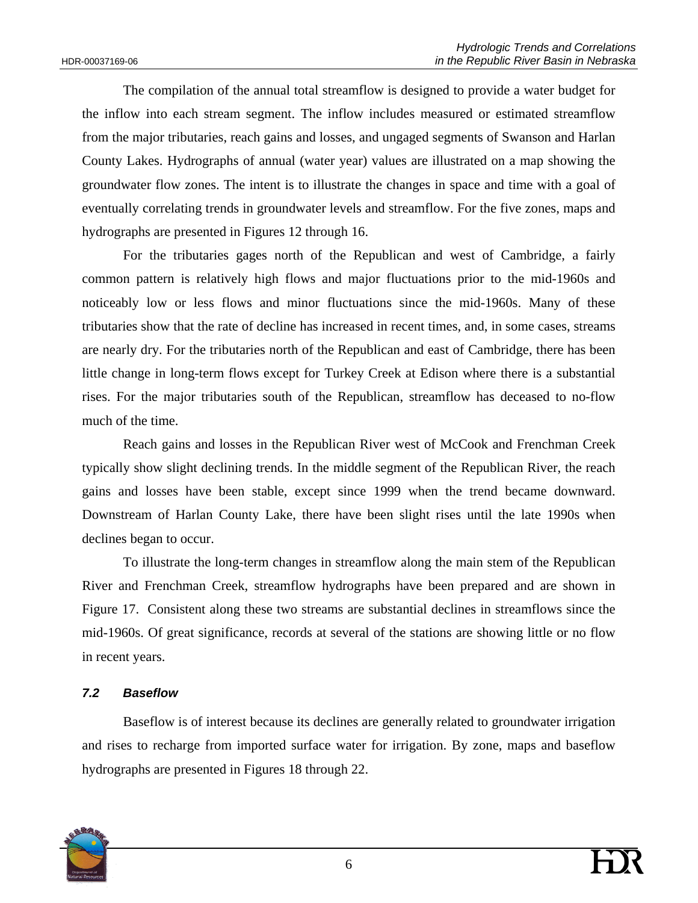The compilation of the annual total streamflow is designed to provide a water budget for the inflow into each stream segment. The inflow includes measured or estimated streamflow from the major tributaries, reach gains and losses, and ungaged segments of Swanson and Harlan County Lakes. Hydrographs of annual (water year) values are illustrated on a map showing the groundwater flow zones. The intent is to illustrate the changes in space and time with a goal of eventually correlating trends in groundwater levels and streamflow. For the five zones, maps and hydrographs are presented in Figures 12 through 16.

For the tributaries gages north of the Republican and west of Cambridge, a fairly common pattern is relatively high flows and major fluctuations prior to the mid-1960s and noticeably low or less flows and minor fluctuations since the mid-1960s. Many of these tributaries show that the rate of decline has increased in recent times, and, in some cases, streams are nearly dry. For the tributaries north of the Republican and east of Cambridge, there has been little change in long-term flows except for Turkey Creek at Edison where there is a substantial rises. For the major tributaries south of the Republican, streamflow has deceased to no-flow much of the time.

Reach gains and losses in the Republican River west of McCook and Frenchman Creek typically show slight declining trends. In the middle segment of the Republican River, the reach gains and losses have been stable, except since 1999 when the trend became downward. Downstream of Harlan County Lake, there have been slight rises until the late 1990s when declines began to occur.

To illustrate the long-term changes in streamflow along the main stem of the Republican River and Frenchman Creek, streamflow hydrographs have been prepared and are shown in Figure 17. Consistent along these two streams are substantial declines in streamflows since the mid-1960s. Of great significance, records at several of the stations are showing little or no flow in recent years.

### *7.2 Baseflow*

Baseflow is of interest because its declines are generally related to groundwater irrigation and rises to recharge from imported surface water for irrigation. By zone, maps and baseflow hydrographs are presented in Figures 18 through 22.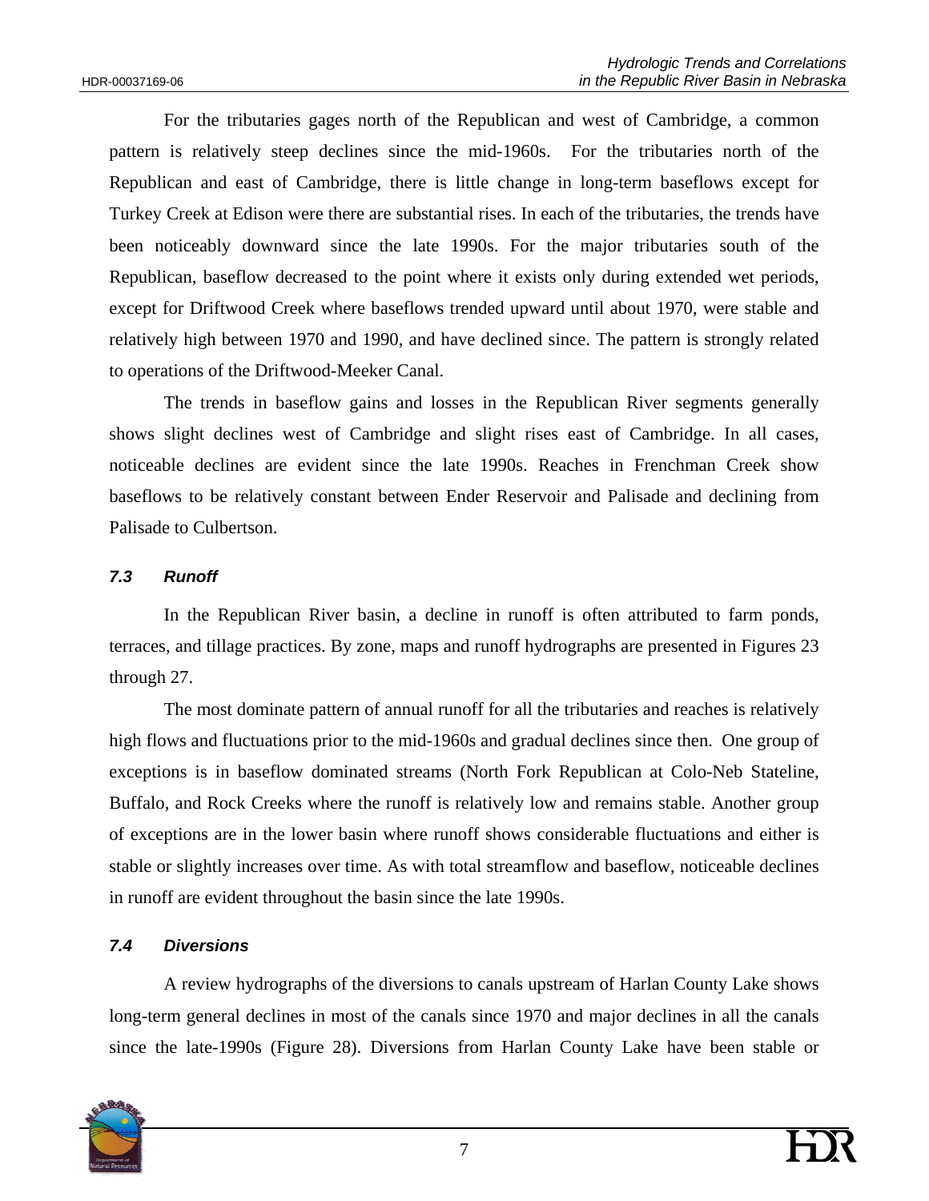For the tributaries gages north of the Republican and west of Cambridge, a common pattern is relatively steep declines since the mid-1960s. For the tributaries north of the Republican and east of Cambridge, there is little change in long-term baseflows except for Turkey Creek at Edison were there are substantial rises. In each of the tributaries, the trends have been noticeably downward since the late 1990s. For the major tributaries south of the Republican, baseflow decreased to the point where it exists only during extended wet periods, except for Driftwood Creek where baseflows trended upward until about 1970, were stable and relatively high between 1970 and 1990, and have declined since. The pattern is strongly related to operations of the Driftwood-Meeker Canal.

The trends in baseflow gains and losses in the Republican River segments generally shows slight declines west of Cambridge and slight rises east of Cambridge. In all cases, noticeable declines are evident since the late 1990s. Reaches in Frenchman Creek show baseflows to be relatively constant between Ender Reservoir and Palisade and declining from Palisade to Culbertson.

### *7.3 Runoff*

In the Republican River basin, a decline in runoff is often attributed to farm ponds, terraces, and tillage practices. By zone, maps and runoff hydrographs are presented in Figures 23 through 27.

The most dominate pattern of annual runoff for all the tributaries and reaches is relatively high flows and fluctuations prior to the mid-1960s and gradual declines since then. One group of exceptions is in baseflow dominated streams (North Fork Republican at Colo-Neb Stateline, Buffalo, and Rock Creeks where the runoff is relatively low and remains stable. Another group of exceptions are in the lower basin where runoff shows considerable fluctuations and either is stable or slightly increases over time. As with total streamflow and baseflow, noticeable declines in runoff are evident throughout the basin since the late 1990s.

### *7.4 Diversions*

A review hydrographs of the diversions to canals upstream of Harlan County Lake shows long-term general declines in most of the canals since 1970 and major declines in all the canals since the late-1990s (Figure 28). Diversions from Harlan County Lake have been stable or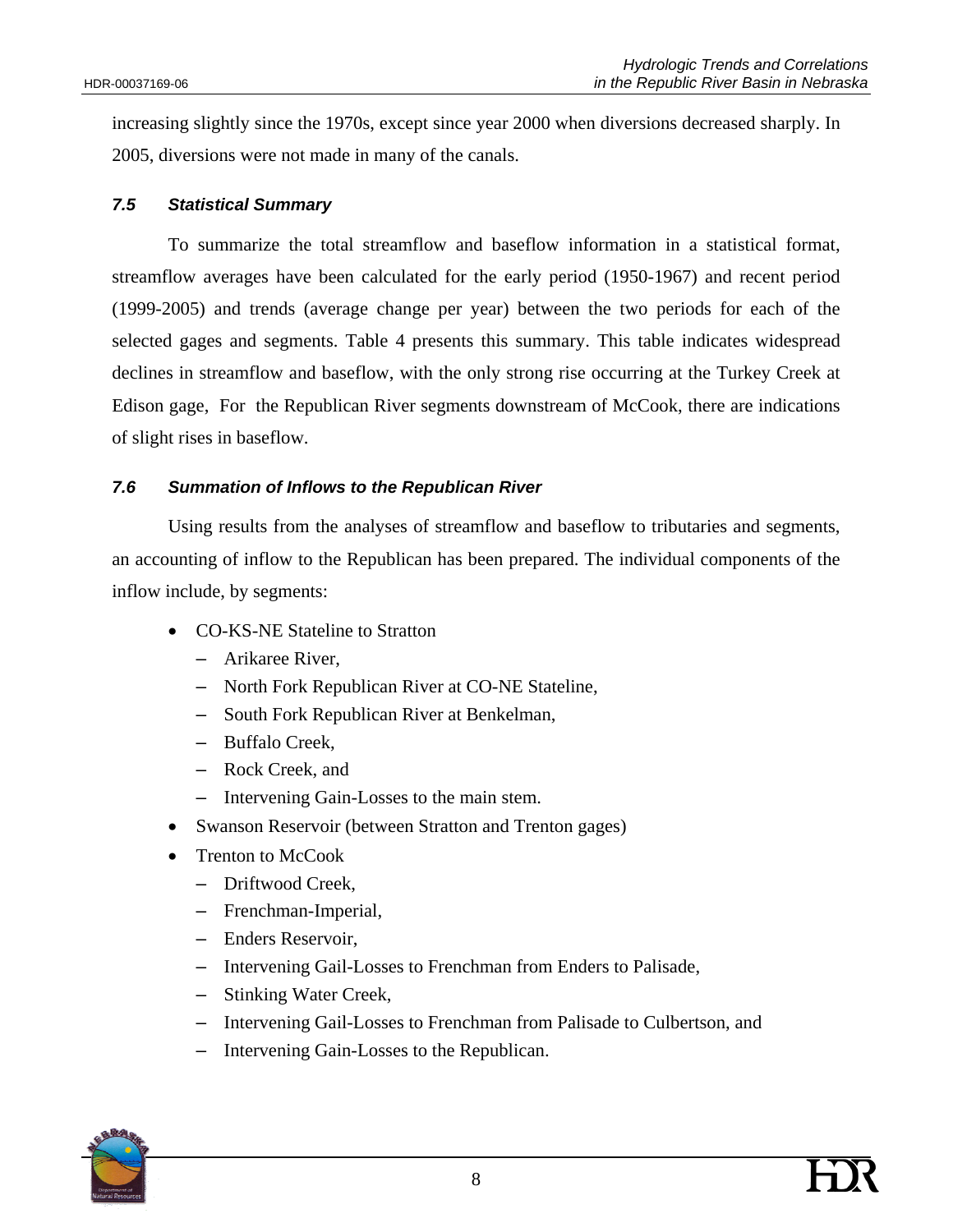increasing slightly since the 1970s, except since year 2000 when diversions decreased sharply. In 2005, diversions were not made in many of the canals.

### *7.5 Statistical Summary*

To summarize the total streamflow and baseflow information in a statistical format, streamflow averages have been calculated for the early period (1950-1967) and recent period (1999-2005) and trends (average change per year) between the two periods for each of the selected gages and segments. Table 4 presents this summary. This table indicates widespread declines in streamflow and baseflow, with the only strong rise occurring at the Turkey Creek at Edison gage, For the Republican River segments downstream of McCook, there are indications of slight rises in baseflow.

### *7.6 Summation of Inflows to the Republican River*

Using results from the analyses of streamflow and baseflow to tributaries and segments, an accounting of inflow to the Republican has been prepared. The individual components of the inflow include, by segments:

- CO-KS-NE Stateline to Stratton
  - Arikaree River,
  - North Fork Republican River at CO-NE Stateline,
  - South Fork Republican River at Benkelman,
  - Buffalo Creek,
  - Rock Creek, and
  - Intervening Gain-Losses to the main stem.
- Swanson Reservoir (between Stratton and Trenton gages)
- Trenton to McCook
  - Driftwood Creek,
  - Frenchman-Imperial,
  - Enders Reservoir,
  - Intervening Gail-Losses to Frenchman from Enders to Palisade,
  - Stinking Water Creek,
  - Intervening Gail-Losses to Frenchman from Palisade to Culbertson, and
  - Intervening Gain-Losses to the Republican.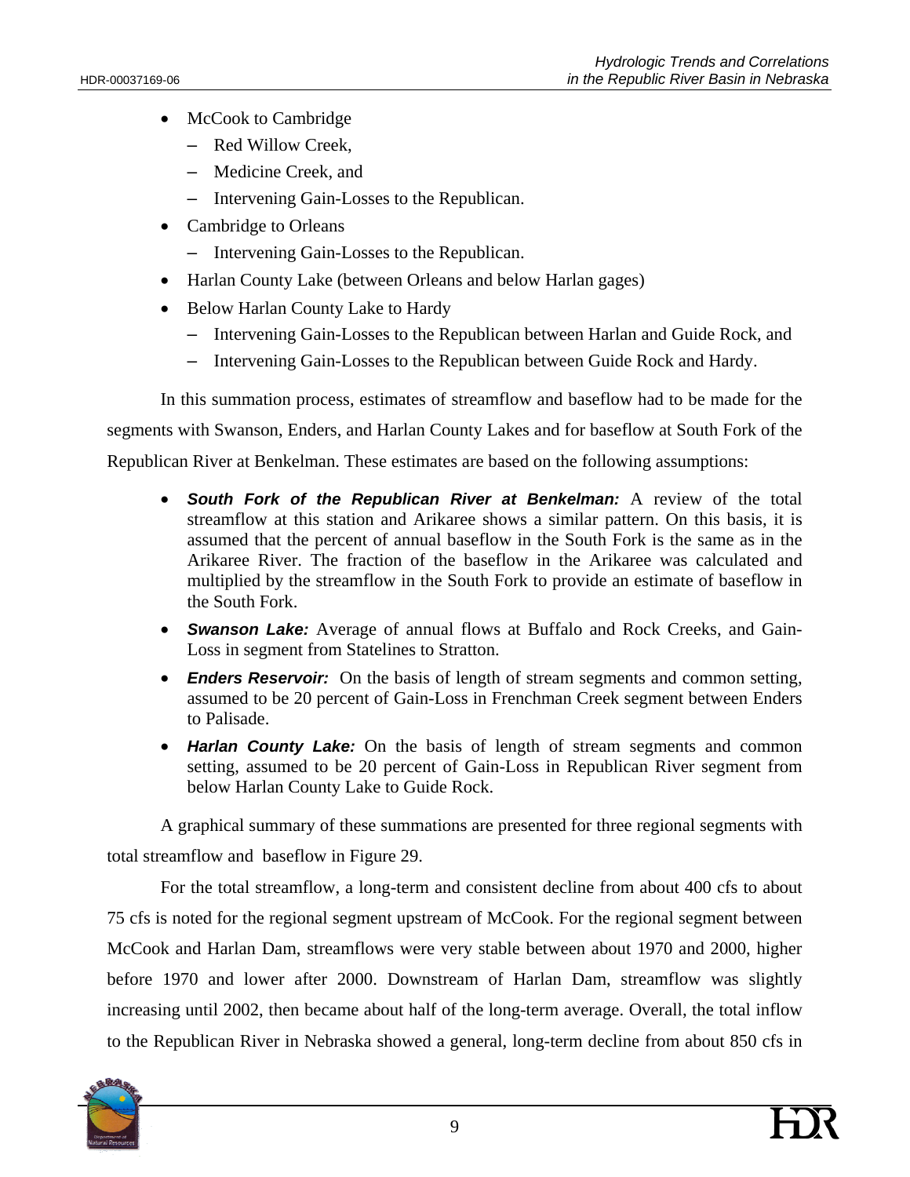- McCook to Cambridge
  - Red Willow Creek,
  - Medicine Creek, and
  - Intervening Gain-Losses to the Republican.
- Cambridge to Orleans
  - Intervening Gain-Losses to the Republican.
- Harlan County Lake (between Orleans and below Harlan gages)
- Below Harlan County Lake to Hardy
  - Intervening Gain-Losses to the Republican between Harlan and Guide Rock, and
  - Intervening Gain-Losses to the Republican between Guide Rock and Hardy.

In this summation process, estimates of streamflow and baseflow had to be made for the segments with Swanson, Enders, and Harlan County Lakes and for baseflow at South Fork of the Republican River at Benkelman. These estimates are based on the following assumptions:

- ***South Fork of the Republican River at Benkelman:*** A review of the total streamflow at this station and Arikaree shows a similar pattern. On this basis, it is assumed that the percent of annual baseflow in the South Fork is the same as in the Arikaree River. The fraction of the baseflow in the Arikaree was calculated and multiplied by the streamflow in the South Fork to provide an estimate of baseflow in the South Fork.
- ***Swanson Lake:*** Average of annual flows at Buffalo and Rock Creeks, and Gain-Loss in segment from Statelines to Stratton.
- ***Enders Reservoir:*** On the basis of length of stream segments and common setting, assumed to be 20 percent of Gain-Loss in Frenchman Creek segment between Enders to Palisade.
- ***Harlan County Lake:*** On the basis of length of stream segments and common setting, assumed to be 20 percent of Gain-Loss in Republican River segment from below Harlan County Lake to Guide Rock.

A graphical summary of these summations are presented for three regional segments with total streamflow and baseflow in Figure 29.

For the total streamflow, a long-term and consistent decline from about 400 cfs to about 75 cfs is noted for the regional segment upstream of McCook. For the regional segment between McCook and Harlan Dam, streamflows were very stable between about 1970 and 2000, higher before 1970 and lower after 2000. Downstream of Harlan Dam, streamflow was slightly increasing until 2002, then became about half of the long-term average. Overall, the total inflow to the Republican River in Nebraska showed a general, long-term decline from about 850 cfs in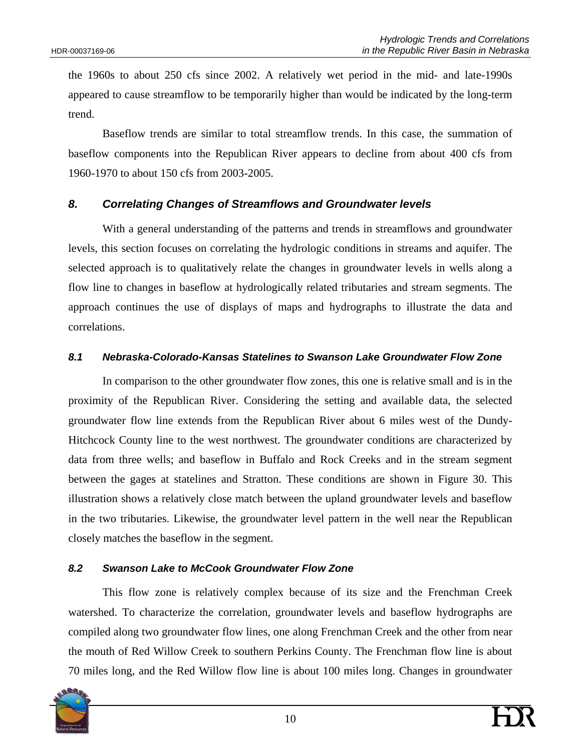the 1960s to about 250 cfs since 2002. A relatively wet period in the mid- and late-1990s appeared to cause streamflow to be temporarily higher than would be indicated by the long-term trend.

Baseflow trends are similar to total streamflow trends. In this case, the summation of baseflow components into the Republican River appears to decline from about 400 cfs from 1960-1970 to about 150 cfs from 2003-2005.

## 8. Correlating Changes of Streamflows and Groundwater levels

With a general understanding of the patterns and trends in streamflows and groundwater levels, this section focuses on correlating the hydrologic conditions in streams and aquifer. The selected approach is to qualitatively relate the changes in groundwater levels in wells along a flow line to changes in baseflow at hydrologically related tributaries and stream segments. The approach continues the use of displays of maps and hydrographs to illustrate the data and correlations.

### 8.1 Nebraska-Colorado-Kansas Statelines to Swanson Lake Groundwater Flow Zone

In comparison to the other groundwater flow zones, this one is relative small and is in the proximity of the Republican River. Considering the setting and available data, the selected groundwater flow line extends from the Republican River about 6 miles west of the Dundy-Hitchcock County line to the west northwest. The groundwater conditions are characterized by data from three wells; and baseflow in Buffalo and Rock Creeks and in the stream segment between the gages at statelines and Stratton. These conditions are shown in Figure 30. This illustration shows a relatively close match between the upland groundwater levels and baseflow in the two tributaries. Likewise, the groundwater level pattern in the well near the Republican closely matches the baseflow in the segment.

### 8.2 Swanson Lake to McCook Groundwater Flow Zone

This flow zone is relatively complex because of its size and the Frenchman Creek watershed. To characterize the correlation, groundwater levels and baseflow hydrographs are compiled along two groundwater flow lines, one along Frenchman Creek and the other from near the mouth of Red Willow Creek to southern Perkins County. The Frenchman flow line is about 70 miles long, and the Red Willow flow line is about 100 miles long. Changes in groundwater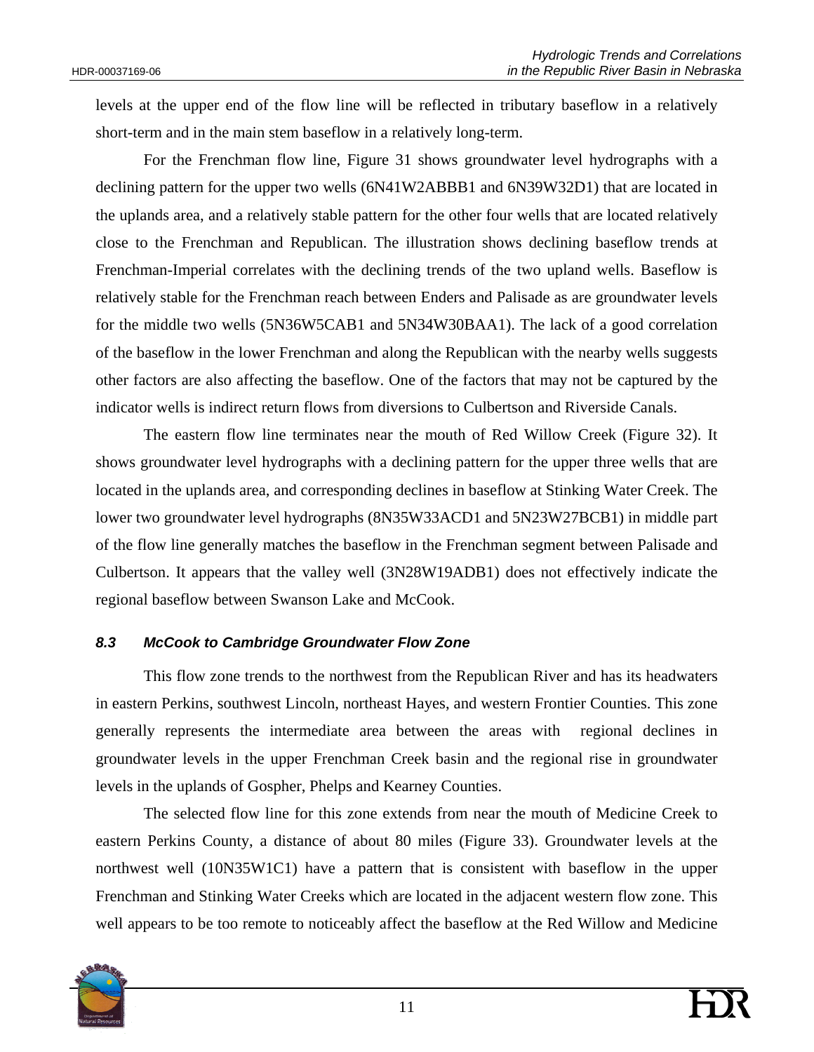levels at the upper end of the flow line will be reflected in tributary baseflow in a relatively short-term and in the main stem baseflow in a relatively long-term.

For the Frenchman flow line, Figure 31 shows groundwater level hydrographs with a declining pattern for the upper two wells (6N41W2ABBB1 and 6N39W32D1) that are located in the uplands area, and a relatively stable pattern for the other four wells that are located relatively close to the Frenchman and Republican. The illustration shows declining baseflow trends at Frenchman-Imperial correlates with the declining trends of the two upland wells. Baseflow is relatively stable for the Frenchman reach between Enders and Palisade as are groundwater levels for the middle two wells (5N36W5CAB1 and 5N34W30BAA1). The lack of a good correlation of the baseflow in the lower Frenchman and along the Republican with the nearby wells suggests other factors are also affecting the baseflow. One of the factors that may not be captured by the indicator wells is indirect return flows from diversions to Culbertson and Riverside Canals.

The eastern flow line terminates near the mouth of Red Willow Creek (Figure 32). It shows groundwater level hydrographs with a declining pattern for the upper three wells that are located in the uplands area, and corresponding declines in baseflow at Stinking Water Creek. The lower two groundwater level hydrographs (8N35W33ACD1 and 5N23W27BCB1) in middle part of the flow line generally matches the baseflow in the Frenchman segment between Palisade and Culbertson. It appears that the valley well (3N28W19ADB1) does not effectively indicate the regional baseflow between Swanson Lake and McCook.

### *8.3 McCook to Cambridge Groundwater Flow Zone*

This flow zone trends to the northwest from the Republican River and has its headwaters in eastern Perkins, southwest Lincoln, northeast Hayes, and western Frontier Counties. This zone generally represents the intermediate area between the areas with regional declines in groundwater levels in the upper Frenchman Creek basin and the regional rise in groundwater levels in the uplands of Gospher, Phelps and Kearney Counties.

The selected flow line for this zone extends from near the mouth of Medicine Creek to eastern Perkins County, a distance of about 80 miles (Figure 33). Groundwater levels at the northwest well (10N35W1C1) have a pattern that is consistent with baseflow in the upper Frenchman and Stinking Water Creeks which are located in the adjacent western flow zone. This well appears to be too remote to noticeably affect the baseflow at the Red Willow and Medicine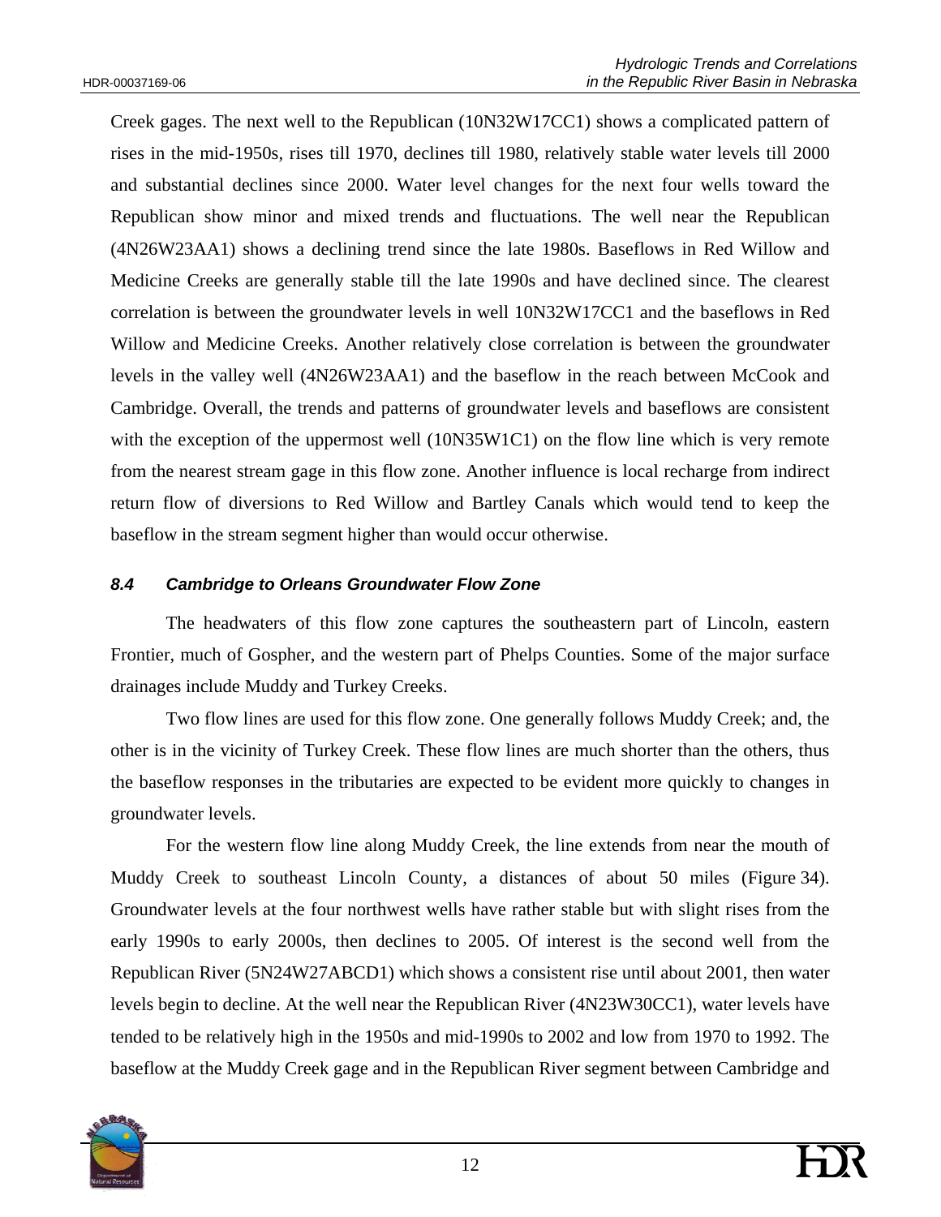Creek gages. The next well to the Republican (10N32W17CC1) shows a complicated pattern of rises in the mid-1950s, rises till 1970, declines till 1980, relatively stable water levels till 2000 and substantial declines since 2000. Water level changes for the next four wells toward the Republican show minor and mixed trends and fluctuations. The well near the Republican (4N26W23AA1) shows a declining trend since the late 1980s. Baseflows in Red Willow and Medicine Creeks are generally stable till the late 1990s and have declined since. The clearest correlation is between the groundwater levels in well 10N32W17CC1 and the baseflows in Red Willow and Medicine Creeks. Another relatively close correlation is between the groundwater levels in the valley well (4N26W23AA1) and the baseflow in the reach between McCook and Cambridge. Overall, the trends and patterns of groundwater levels and baseflows are consistent with the exception of the uppermost well (10N35W1C1) on the flow line which is very remote from the nearest stream gage in this flow zone. Another influence is local recharge from indirect return flow of diversions to Red Willow and Bartley Canals which would tend to keep the baseflow in the stream segment higher than would occur otherwise.

### *8.4 Cambridge to Orleans Groundwater Flow Zone*

The headwaters of this flow zone captures the southeastern part of Lincoln, eastern Frontier, much of Gospher, and the western part of Phelps Counties. Some of the major surface drainages include Muddy and Turkey Creeks.

Two flow lines are used for this flow zone. One generally follows Muddy Creek; and, the other is in the vicinity of Turkey Creek. These flow lines are much shorter than the others, thus the baseflow responses in the tributaries are expected to be evident more quickly to changes in groundwater levels.

For the western flow line along Muddy Creek, the line extends from near the mouth of Muddy Creek to southeast Lincoln County, a distances of about 50 miles (Figure 34). Groundwater levels at the four northwest wells have rather stable but with slight rises from the early 1990s to early 2000s, then declines to 2005. Of interest is the second well from the Republican River (5N24W27ABCD1) which shows a consistent rise until about 2001, then water levels begin to decline. At the well near the Republican River (4N23W30CC1), water levels have tended to be relatively high in the 1950s and mid-1990s to 2002 and low from 1970 to 1992. The baseflow at the Muddy Creek gage and in the Republican River segment between Cambridge and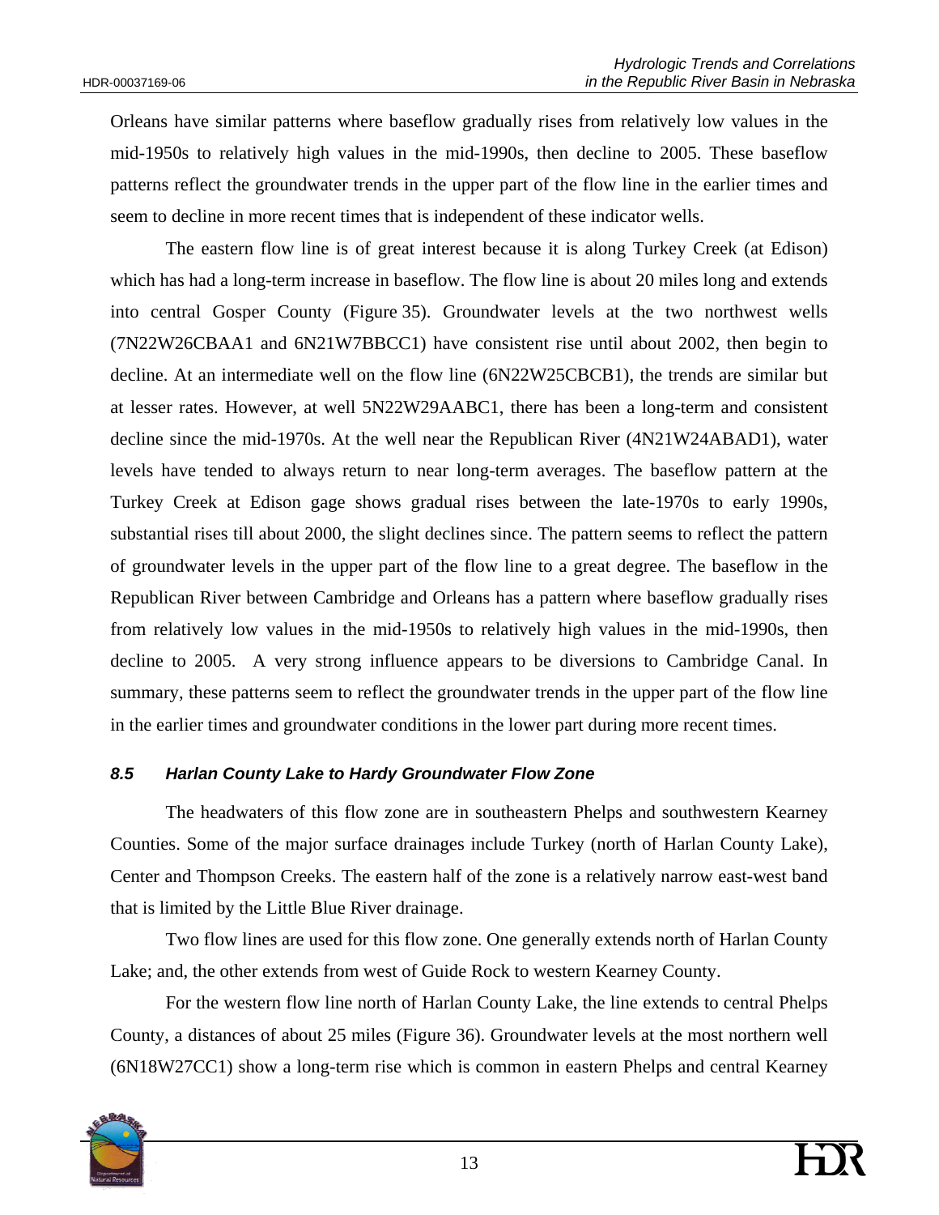Orleans have similar patterns where baseflow gradually rises from relatively low values in the mid-1950s to relatively high values in the mid-1990s, then decline to 2005. These baseflow patterns reflect the groundwater trends in the upper part of the flow line in the earlier times and seem to decline in more recent times that is independent of these indicator wells.

The eastern flow line is of great interest because it is along Turkey Creek (at Edison) which has had a long-term increase in baseflow. The flow line is about 20 miles long and extends into central Gosper County (Figure 35). Groundwater levels at the two northwest wells (7N22W26CBAA1 and 6N21W7BBCC1) have consistent rise until about 2002, then begin to decline. At an intermediate well on the flow line (6N22W25CBCB1), the trends are similar but at lesser rates. However, at well 5N22W29AABC1, there has been a long-term and consistent decline since the mid-1970s. At the well near the Republican River (4N21W24ABAD1), water levels have tended to always return to near long-term averages. The baseflow pattern at the Turkey Creek at Edison gage shows gradual rises between the late-1970s to early 1990s, substantial rises till about 2000, the slight declines since. The pattern seems to reflect the pattern of groundwater levels in the upper part of the flow line to a great degree. The baseflow in the Republican River between Cambridge and Orleans has a pattern where baseflow gradually rises from relatively low values in the mid-1950s to relatively high values in the mid-1990s, then decline to 2005. A very strong influence appears to be diversions to Cambridge Canal. In summary, these patterns seem to reflect the groundwater trends in the upper part of the flow line in the earlier times and groundwater conditions in the lower part during more recent times.

### *8.5 Harlan County Lake to Hardy Groundwater Flow Zone*

The headwaters of this flow zone are in southeastern Phelps and southwestern Kearney Counties. Some of the major surface drainages include Turkey (north of Harlan County Lake), Center and Thompson Creeks. The eastern half of the zone is a relatively narrow east-west band that is limited by the Little Blue River drainage.

Two flow lines are used for this flow zone. One generally extends north of Harlan County Lake; and, the other extends from west of Guide Rock to western Kearney County.

For the western flow line north of Harlan County Lake, the line extends to central Phelps County, a distances of about 25 miles (Figure 36). Groundwater levels at the most northern well (6N18W27CC1) show a long-term rise which is common in eastern Phelps and central Kearney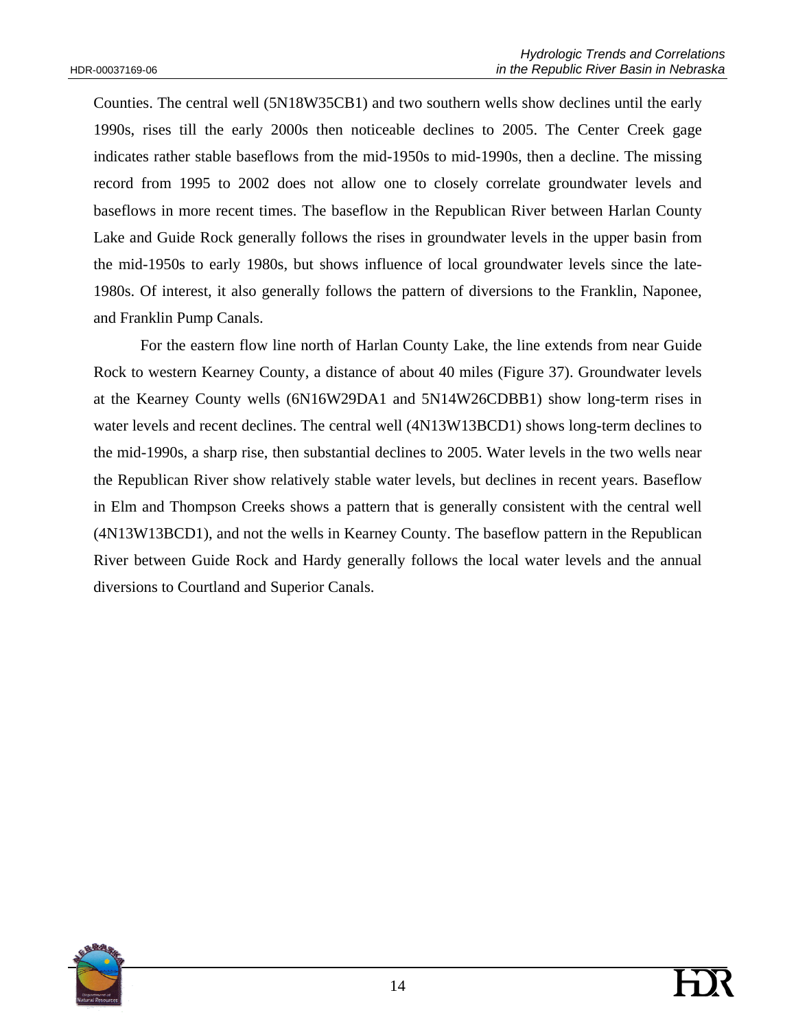Counties. The central well (5N18W35CB1) and two southern wells show declines until the early 1990s, rises till the early 2000s then noticeable declines to 2005. The Center Creek gage indicates rather stable baseflows from the mid-1950s to mid-1990s, then a decline. The missing record from 1995 to 2002 does not allow one to closely correlate groundwater levels and baseflows in more recent times. The baseflow in the Republican River between Harlan County Lake and Guide Rock generally follows the rises in groundwater levels in the upper basin from the mid-1950s to early 1980s, but shows influence of local groundwater levels since the late-1980s. Of interest, it also generally follows the pattern of diversions to the Franklin, Naponee, and Franklin Pump Canals.

For the eastern flow line north of Harlan County Lake, the line extends from near Guide Rock to western Kearney County, a distance of about 40 miles (Figure 37). Groundwater levels at the Kearney County wells (6N16W29DA1 and 5N14W26CDBB1) show long-term rises in water levels and recent declines. The central well (4N13W13BCD1) shows long-term declines to the mid-1990s, a sharp rise, then substantial declines to 2005. Water levels in the two wells near the Republican River show relatively stable water levels, but declines in recent years. Baseflow in Elm and Thompson Creeks shows a pattern that is generally consistent with the central well (4N13W13BCD1), and not the wells in Kearney County. The baseflow pattern in the Republican River between Guide Rock and Hardy generally follows the local water levels and the annual diversions to Courtland and Superior Canals.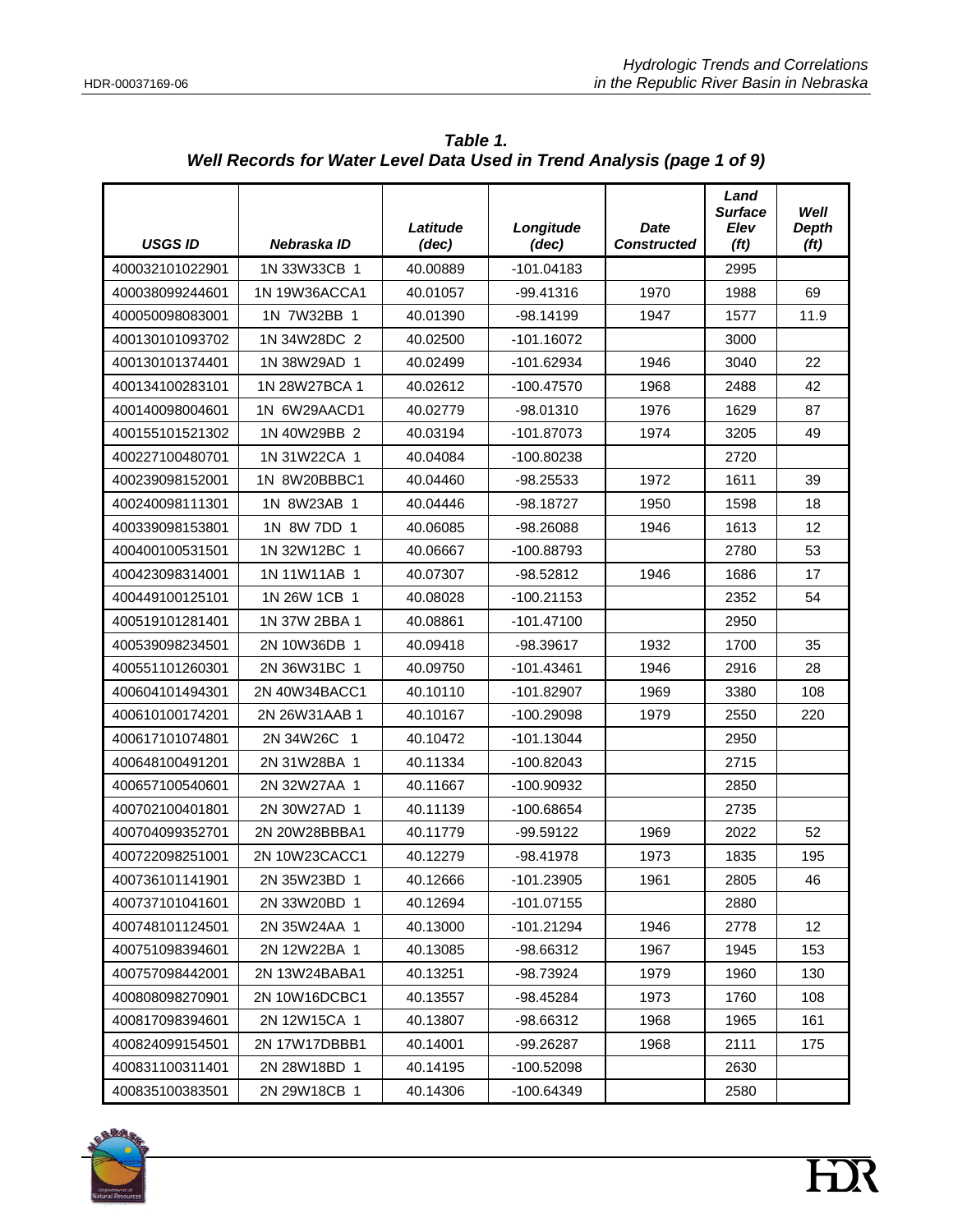**Table 1.**
***Well Records for Water Level Data Used in Trend Analysis (page 1 of 9)***

| USGS ID | Nebraska ID | Latitude (dec) | Longitude (dec) | Date Constructed | Land Surface Elev (ft) | Well Depth (ft) |
|---|---|---|---|---|---|---|
| 400032101022901 | 1N 33W33CB 1 | 40.00889 | -101.04183 | | 2995 | |
| 400038099244601 | 1N 19W36ACCA1 | 40.01057 | -99.41316 | 1970 | 1988 | 69 |
| 400050098083001 | 1N 7W32BB 1 | 40.01390 | -98.14199 | 1947 | 1577 | 11.9 |
| 400130101093702 | 1N 34W28DC 2 | 40.02500 | -101.16072 | | 3000 | |
| 400130101374401 | 1N 38W29AD 1 | 40.02499 | -101.62934 | 1946 | 3040 | 22 |
| 400134100283101 | 1N 28W27BCA 1 | 40.02612 | -100.47570 | 1968 | 2488 | 42 |
| 400140098004601 | 1N 6W29AACD1 | 40.02779 | -98.01310 | 1976 | 1629 | 87 |
| 400155101521302 | 1N 40W29BB 2 | 40.03194 | -101.87073 | 1974 | 3205 | 49 |
| 400227100480701 | 1N 31W22CA 1 | 40.04084 | -100.80238 | | 2720 | |
| 400239098152001 | 1N 8W20BBBC1 | 40.04460 | -98.25533 | 1972 | 1611 | 39 |
| 400240098111301 | 1N 8W23AB 1 | 40.04446 | -98.18727 | 1950 | 1598 | 18 |
| 400339098153801 | 1N 8W 7DD 1 | 40.06085 | -98.26088 | 1946 | 1613 | 12 |
| 400400100531501 | 1N 32W12BC 1 | 40.06667 | -100.88793 | | 2780 | 53 |
| 400423098314001 | 1N 11W11AB 1 | 40.07307 | -98.52812 | 1946 | 1686 | 17 |
| 400449100125101 | 1N 26W 1CB 1 | 40.08028 | -100.21153 | | 2352 | 54 |
| 400519101281401 | 1N 37W 2BBA 1 | 40.08861 | -101.47100 | | 2950 | |
| 400539098234501 | 2N 10W36DB 1 | 40.09418 | -98.39617 | 1932 | 1700 | 35 |
| 400551101260301 | 2N 36W31BC 1 | 40.09750 | -101.43461 | 1946 | 2916 | 28 |
| 400604101494301 | 2N 40W34BACC1 | 40.10110 | -101.82907 | 1969 | 3380 | 108 |
| 400610100174201 | 2N 26W31AAB 1 | 40.10167 | -100.29098 | 1979 | 2550 | 220 |
| 400617101074801 | 2N 34W26C 1 | 40.10472 | -101.13044 | | 2950 | |
| 400648100491201 | 2N 31W28BA 1 | 40.11334 | -100.82043 | | 2715 | |
| 400657100540601 | 2N 32W27AA 1 | 40.11667 | -100.90932 | | 2850 | |
| 400702100401801 | 2N 30W27AD 1 | 40.11139 | -100.68654 | | 2735 | |
| 400704099352701 | 2N 20W28BBBA1 | 40.11779 | -99.59122 | 1969 | 2022 | 52 |
| 400722098251001 | 2N 10W23CACC1 | 40.12279 | -98.41978 | 1973 | 1835 | 195 |
| 400736101141901 | 2N 35W23BD 1 | 40.12666 | -101.23905 | 1961 | 2805 | 46 |
| 400737101041601 | 2N 33W20BD 1 | 40.12694 | -101.07155 | | 2880 | |
| 400748101124501 | 2N 35W24AA 1 | 40.13000 | -101.21294 | 1946 | 2778 | 12 |
| 400751098394601 | 2N 12W22BA 1 | 40.13085 | -98.66312 | 1967 | 1945 | 153 |
| 400757098442001 | 2N 13W24BABA1 | 40.13251 | -98.73924 | 1979 | 1960 | 130 |
| 400808098270901 | 2N 10W16DCBC1 | 40.13557 | -98.45284 | 1973 | 1760 | 108 |
| 400817098394601 | 2N 12W15CA 1 | 40.13807 | -98.66312 | 1968 | 1965 | 161 |
| 400824099154501 | 2N 17W17DBBB1 | 40.14001 | -99.26287 | 1968 | 2111 | 175 |
| 400831100311401 | 2N 28W18BD 1 | 40.14195 | -100.52098 | | 2630 | |
| 400835100383501 | 2N 29W18CB 1 | 40.14306 | -100.64349 | | 2580 | |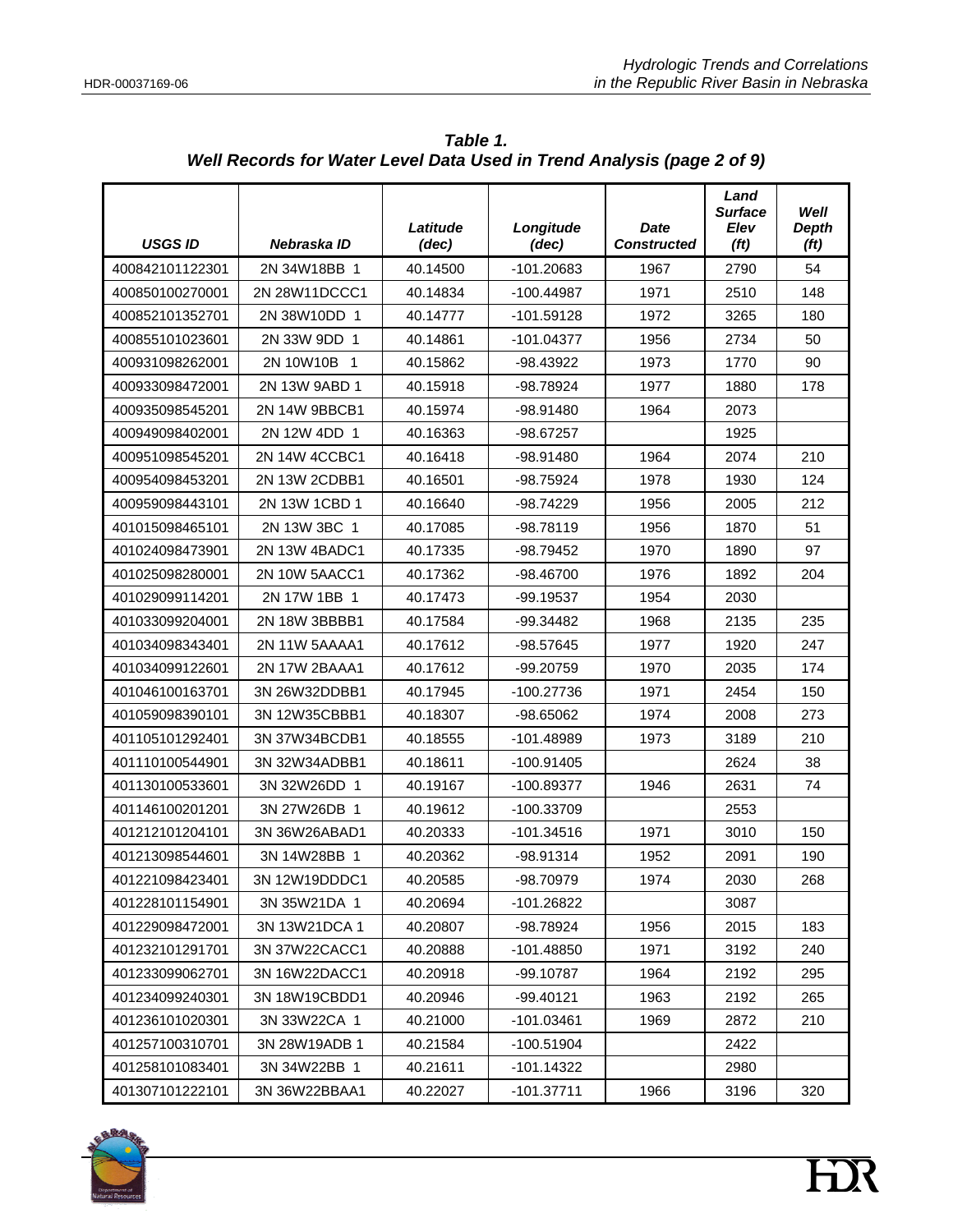***Table 1.***
***Well Records for Water Level Data Used in Trend Analysis (page 2 of 9)***

| USGS ID | Nebraska ID | Latitude (dec) | Longitude (dec) | Date Constructed | Land Surface Elev (ft) | Well Depth (ft) |
|---|---|---|---|---|---|---|
| 400842101122301 | 2N 34W18BB 1 | 40.14500 | -101.20683 | 1967 | 2790 | 54 |
| 400850100270001 | 2N 28W11DCCC1 | 40.14834 | -100.44987 | 1971 | 2510 | 148 |
| 400852101352701 | 2N 38W10DD 1 | 40.14777 | -101.59128 | 1972 | 3265 | 180 |
| 400855101023601 | 2N 33W 9DD 1 | 40.14861 | -101.04377 | 1956 | 2734 | 50 |
| 400931098262001 | 2N 10W10B 1 | 40.15862 | -98.43922 | 1973 | 1770 | 90 |
| 400933098472001 | 2N 13W 9ABD 1 | 40.15918 | -98.78924 | 1977 | 1880 | 178 |
| 400935098545201 | 2N 14W 9BBCB1 | 40.15974 | -98.91480 | 1964 | 2073 | |
| 400949098402001 | 2N 12W 4DD 1 | 40.16363 | -98.67257 | | 1925 | |
| 400951098545201 | 2N 14W 4CCBC1 | 40.16418 | -98.91480 | 1964 | 2074 | 210 |
| 400954098453201 | 2N 13W 2CDBB1 | 40.16501 | -98.75924 | 1978 | 1930 | 124 |
| 400959098443101 | 2N 13W 1CBD 1 | 40.16640 | -98.74229 | 1956 | 2005 | 212 |
| 401015098465101 | 2N 13W 3BC 1 | 40.17085 | -98.78119 | 1956 | 1870 | 51 |
| 401024098473901 | 2N 13W 4BADC1 | 40.17335 | -98.79452 | 1970 | 1890 | 97 |
| 401025098280001 | 2N 10W 5AACC1 | 40.17362 | -98.46700 | 1976 | 1892 | 204 |
| 401029099114201 | 2N 17W 1BB 1 | 40.17473 | -99.19537 | 1954 | 2030 | |
| 401033099204001 | 2N 18W 3BBBB1 | 40.17584 | -99.34482 | 1968 | 2135 | 235 |
| 401034098343401 | 2N 11W 5AAAA1 | 40.17612 | -98.57645 | 1977 | 1920 | 247 |
| 401034099122601 | 2N 17W 2BAAA1 | 40.17612 | -99.20759 | 1970 | 2035 | 174 |
| 401046100163701 | 3N 26W32DDBB1 | 40.17945 | -100.27736 | 1971 | 2454 | 150 |
| 401059098390101 | 3N 12W35CBBB1 | 40.18307 | -98.65062 | 1974 | 2008 | 273 |
| 401105101292401 | 3N 37W34BCDB1 | 40.18555 | -101.48989 | 1973 | 3189 | 210 |
| 401110100544901 | 3N 32W34ADBB1 | 40.18611 | -100.91405 | | 2624 | 38 |
| 401130100533601 | 3N 32W26DD 1 | 40.19167 | -100.89377 | 1946 | 2631 | 74 |
| 401146100201201 | 3N 27W26DB 1 | 40.19612 | -100.33709 | | 2553 | |
| 401212101204101 | 3N 36W26ABAD1 | 40.20333 | -101.34516 | 1971 | 3010 | 150 |
| 401213098544601 | 3N 14W28BB 1 | 40.20362 | -98.91314 | 1952 | 2091 | 190 |
| 401221098423401 | 3N 12W19DDDC1 | 40.20585 | -98.70979 | 1974 | 2030 | 268 |
| 401228101154901 | 3N 35W21DA 1 | 40.20694 | -101.26822 | | 3087 | |
| 401229098472001 | 3N 13W21DCA 1 | 40.20807 | -98.78924 | 1956 | 2015 | 183 |
| 401232101291701 | 3N 37W22CACC1 | 40.20888 | -101.48850 | 1971 | 3192 | 240 |
| 401233099062701 | 3N 16W22DACC1 | 40.20918 | -99.10787 | 1964 | 2192 | 295 |
| 401234099240301 | 3N 18W19CBDD1 | 40.20946 | -99.40121 | 1963 | 2192 | 265 |
| 401236101020301 | 3N 33W22CA 1 | 40.21000 | -101.03461 | 1969 | 2872 | 210 |
| 401257100310701 | 3N 28W19ADB 1 | 40.21584 | -100.51904 | | 2422 | |
| 401258101083401 | 3N 34W22BB 1 | 40.21611 | -101.14322 | | 2980 | |
| 401307101222101 | 3N 36W22BBAA1 | 40.22027 | -101.37711 | 1966 | 3196 | 320 |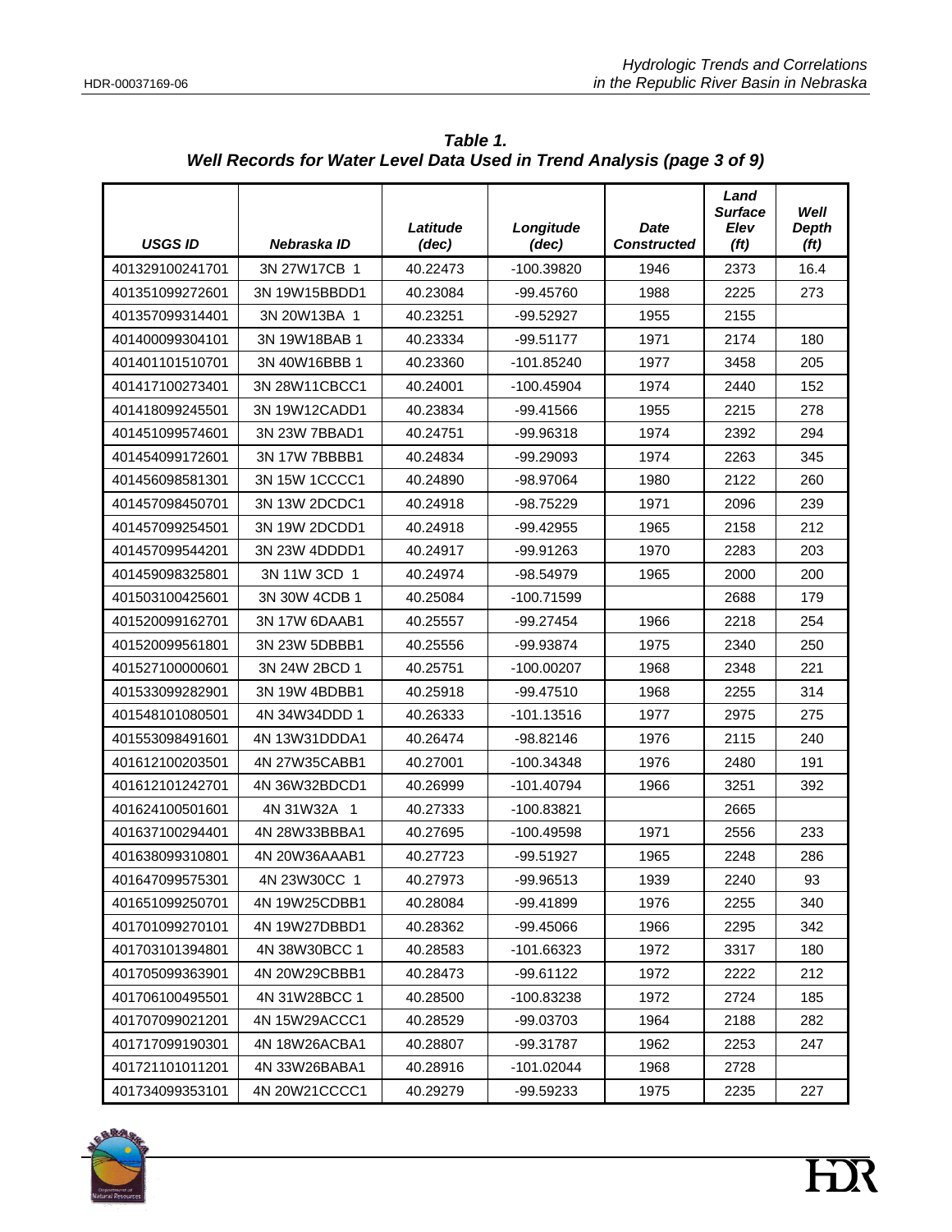**Table 1.**
***Well Records for Water Level Data Used in Trend Analysis (page 3 of 9)***

| USGS ID | Nebraska ID | Latitude (dec) | Longitude (dec) | Date Constructed | Land Surface Elev (ft) | Well Depth (ft) |
|---|---|---|---|---|---|---|
| 401329100241701 | 3N 27W17CB 1 | 40.22473 | -100.39820 | 1946 | 2373 | 16.4 |
| 401351099272601 | 3N 19W15BBDD1 | 40.23084 | -99.45760 | 1988 | 2225 | 273 |
| 401357099314401 | 3N 20W13BA 1 | 40.23251 | -99.52927 | 1955 | 2155 | |
| 401400099304101 | 3N 19W18BAB 1 | 40.23334 | -99.51177 | 1971 | 2174 | 180 |
| 401401101510701 | 3N 40W16BBB 1 | 40.23360 | -101.85240 | 1977 | 3458 | 205 |
| 401417100273401 | 3N 28W11CBCC1 | 40.24001 | -100.45904 | 1974 | 2440 | 152 |
| 401418099245501 | 3N 19W12CADD1 | 40.23834 | -99.41566 | 1955 | 2215 | 278 |
| 401451099574601 | 3N 23W 7BBAD1 | 40.24751 | -99.96318 | 1974 | 2392 | 294 |
| 401454099172601 | 3N 17W 7BBBB1 | 40.24834 | -99.29093 | 1974 | 2263 | 345 |
| 401456098581301 | 3N 15W 1CCCC1 | 40.24890 | -98.97064 | 1980 | 2122 | 260 |
| 401457098450701 | 3N 13W 2DCDC1 | 40.24918 | -98.75229 | 1971 | 2096 | 239 |
| 401457099254501 | 3N 19W 2DCDD1 | 40.24918 | -99.42955 | 1965 | 2158 | 212 |
| 401457099544201 | 3N 23W 4DDDD1 | 40.24917 | -99.91263 | 1970 | 2283 | 203 |
| 401459098325801 | 3N 11W 3CD 1 | 40.24974 | -98.54979 | 1965 | 2000 | 200 |
| 401503100425601 | 3N 30W 4CDB 1 | 40.25084 | -100.71599 | | 2688 | 179 |
| 401520099162701 | 3N 17W 6DAAB1 | 40.25557 | -99.27454 | 1966 | 2218 | 254 |
| 401520099561801 | 3N 23W 5DBBB1 | 40.25556 | -99.93874 | 1975 | 2340 | 250 |
| 401527100000601 | 3N 24W 2BCD 1 | 40.25751 | -100.00207 | 1968 | 2348 | 221 |
| 401533099282901 | 3N 19W 4BDBB1 | 40.25918 | -99.47510 | 1968 | 2255 | 314 |
| 401548101080501 | 4N 34W34DDD 1 | 40.26333 | -101.13516 | 1977 | 2975 | 275 |
| 401553098491601 | 4N 13W31DDDA1 | 40.26474 | -98.82146 | 1976 | 2115 | 240 |
| 401612100203501 | 4N 27W35CABB1 | 40.27001 | -100.34348 | 1976 | 2480 | 191 |
| 401612101242701 | 4N 36W32BDCD1 | 40.26999 | -101.40794 | 1966 | 3251 | 392 |
| 401624100501601 | 4N 31W32A 1 | 40.27333 | -100.83821 | | 2665 | |
| 401637100294401 | 4N 28W33BBBA1 | 40.27695 | -100.49598 | 1971 | 2556 | 233 |
| 401638099310801 | 4N 20W36AAAB1 | 40.27723 | -99.51927 | 1965 | 2248 | 286 |
| 401647099575301 | 4N 23W30CC 1 | 40.27973 | -99.96513 | 1939 | 2240 | 93 |
| 401651099250701 | 4N 19W25CDBB1 | 40.28084 | -99.41899 | 1976 | 2255 | 340 |
| 401701099270101 | 4N 19W27DBBD1 | 40.28362 | -99.45066 | 1966 | 2295 | 342 |
| 401703101394801 | 4N 38W30BCC 1 | 40.28583 | -101.66323 | 1972 | 3317 | 180 |
| 401705099363901 | 4N 20W29CBBB1 | 40.28473 | -99.61122 | 1972 | 2222 | 212 |
| 401706100495501 | 4N 31W28BCC 1 | 40.28500 | -100.83238 | 1972 | 2724 | 185 |
| 401707099021201 | 4N 15W29ACCC1 | 40.28529 | -99.03703 | 1964 | 2188 | 282 |
| 401717099190301 | 4N 18W26ACBA1 | 40.28807 | -99.31787 | 1962 | 2253 | 247 |
| 401721101011201 | 4N 33W26BABA1 | 40.28916 | -101.02044 | 1968 | 2728 | |
| 401734099353101 | 4N 20W21CCCC1 | 40.29279 | -99.59233 | 1975 | 2235 | 227 |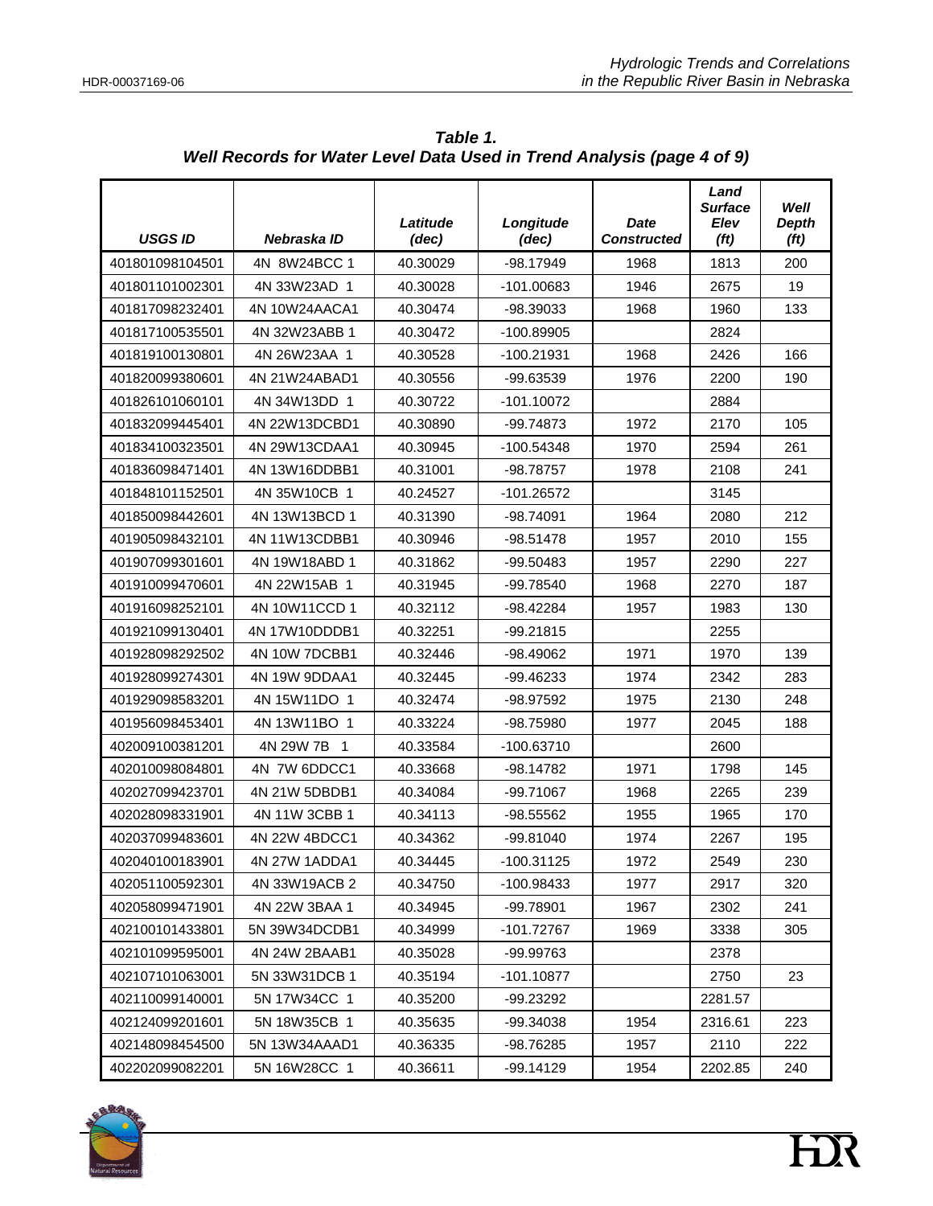**Table 1.**
***Well Records for Water Level Data Used in Trend Analysis (page 4 of 9)***

| USGS ID | Nebraska ID | Latitude (dec) | Longitude (dec) | Date Constructed | Land Surface Elev (ft) | Well Depth (ft) |
|---|---|---|---|---|---|---|
| 401801098104501 | 4N 8W24BCC 1 | 40.30029 | -98.17949 | 1968 | 1813 | 200 |
| 401801101002301 | 4N 33W23AD 1 | 40.30028 | -101.00683 | 1946 | 2675 | 19 |
| 401817098232401 | 4N 10W24AACA1 | 40.30474 | -98.39033 | 1968 | 1960 | 133 |
| 401817100535501 | 4N 32W23ABB 1 | 40.30472 | -100.89905 | | 2824 | |
| 401819100130801 | 4N 26W23AA 1 | 40.30528 | -100.21931 | 1968 | 2426 | 166 |
| 401820099380601 | 4N 21W24ABAD1 | 40.30556 | -99.63539 | 1976 | 2200 | 190 |
| 401826101060101 | 4N 34W13DD 1 | 40.30722 | -101.10072 | | 2884 | |
| 401832099445401 | 4N 22W13DCBD1 | 40.30890 | -99.74873 | 1972 | 2170 | 105 |
| 401834100323501 | 4N 29W13CDAA1 | 40.30945 | -100.54348 | 1970 | 2594 | 261 |
| 401836098471401 | 4N 13W16DDBB1 | 40.31001 | -98.78757 | 1978 | 2108 | 241 |
| 401848101152501 | 4N 35W10CB 1 | 40.24527 | -101.26572 | | 3145 | |
| 401850098442601 | 4N 13W13BCD 1 | 40.31390 | -98.74091 | 1964 | 2080 | 212 |
| 401905098432101 | 4N 11W13CDBB1 | 40.30946 | -98.51478 | 1957 | 2010 | 155 |
| 401907099301601 | 4N 19W18ABD 1 | 40.31862 | -99.50483 | 1957 | 2290 | 227 |
| 401910099470601 | 4N 22W15AB 1 | 40.31945 | -99.78540 | 1968 | 2270 | 187 |
| 401916098252101 | 4N 10W11CCD 1 | 40.32112 | -98.42284 | 1957 | 1983 | 130 |
| 401921099130401 | 4N 17W10DDDB1 | 40.32251 | -99.21815 | | 2255 | |
| 401928098292502 | 4N 10W 7DCBB1 | 40.32446 | -98.49062 | 1971 | 1970 | 139 |
| 401928099274301 | 4N 19W 9DDAA1 | 40.32445 | -99.46233 | 1974 | 2342 | 283 |
| 401929098583201 | 4N 15W11DO 1 | 40.32474 | -98.97592 | 1975 | 2130 | 248 |
| 401956098453401 | 4N 13W11BO 1 | 40.33224 | -98.75980 | 1977 | 2045 | 188 |
| 402009100381201 | 4N 29W 7B 1 | 40.33584 | -100.63710 | | 2600 | |
| 402010098084801 | 4N 7W 6DDCC1 | 40.33668 | -98.14782 | 1971 | 1798 | 145 |
| 402027099423701 | 4N 21W 5DBDB1 | 40.34084 | -99.71067 | 1968 | 2265 | 239 |
| 402028098331901 | 4N 11W 3CBB 1 | 40.34113 | -98.55562 | 1955 | 1965 | 170 |
| 402037099483601 | 4N 22W 4BDCC1 | 40.34362 | -99.81040 | 1974 | 2267 | 195 |
| 402040100183901 | 4N 27W 1ADDA1 | 40.34445 | -100.31125 | 1972 | 2549 | 230 |
| 402051100592301 | 4N 33W19ACB 2 | 40.34750 | -100.98433 | 1977 | 2917 | 320 |
| 402058099471901 | 4N 22W 3BAA 1 | 40.34945 | -99.78901 | 1967 | 2302 | 241 |
| 402100101433801 | 5N 39W34DCDB1 | 40.34999 | -101.72767 | 1969 | 3338 | 305 |
| 402101099595001 | 4N 24W 2BAAB1 | 40.35028 | -99.99763 | | 2378 | |
| 402107101063001 | 5N 33W31DCB 1 | 40.35194 | -101.10877 | | 2750 | 23 |
| 402110099140001 | 5N 17W34CC 1 | 40.35200 | -99.23292 | | 2281.57 | |
| 402124099201601 | 5N 18W35CB 1 | 40.35635 | -99.34038 | 1954 | 2316.61 | 223 |
| 402148098454500 | 5N 13W34AAAD1 | 40.36335 | -98.76285 | 1957 | 2110 | 222 |
| 402202099082201 | 5N 16W28CC 1 | 40.36611 | -99.14129 | 1954 | 2202.85 | 240 |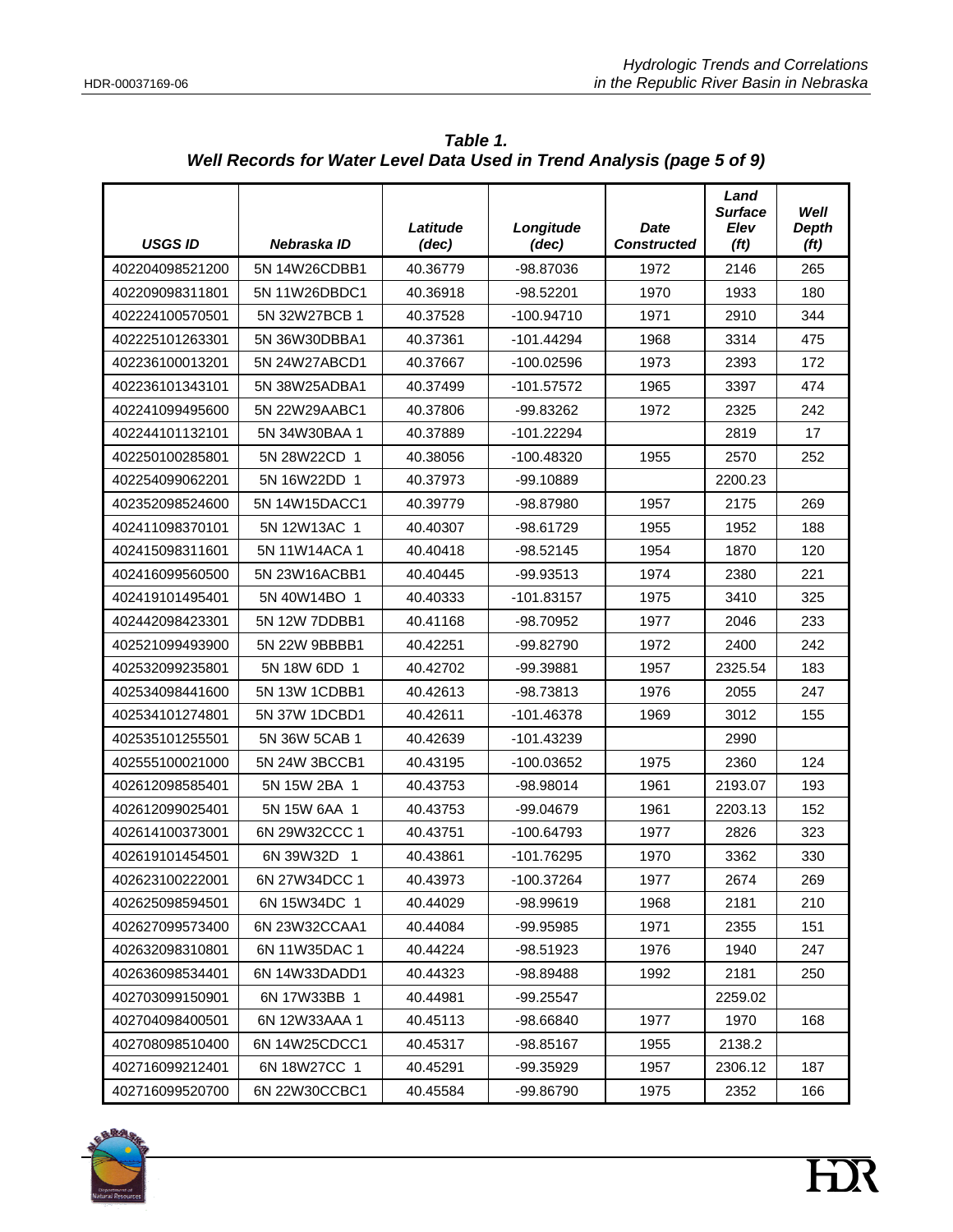**Table 1.**
***Well Records for Water Level Data Used in Trend Analysis (page 5 of 9)***

| USGS ID | Nebraska ID | Latitude (dec) | Longitude (dec) | Date Constructed | Land Surface Elev (ft) | Well Depth (ft) |
|---|---|---|---|---|---|---|
| 402204098521200 | 5N 14W26CDBB1 | 40.36779 | -98.87036 | 1972 | 2146 | 265 |
| 402209098311801 | 5N 11W26DBDC1 | 40.36918 | -98.52201 | 1970 | 1933 | 180 |
| 402224100570501 | 5N 32W27BCB 1 | 40.37528 | -100.94710 | 1971 | 2910 | 344 |
| 402225101263301 | 5N 36W30DBBA1 | 40.37361 | -101.44294 | 1968 | 3314 | 475 |
| 402236100013201 | 5N 24W27ABCD1 | 40.37667 | -100.02596 | 1973 | 2393 | 172 |
| 402236101343101 | 5N 38W25ADBA1 | 40.37499 | -101.57572 | 1965 | 3397 | 474 |
| 402241099495600 | 5N 22W29AABC1 | 40.37806 | -99.83262 | 1972 | 2325 | 242 |
| 402244101132101 | 5N 34W30BAA 1 | 40.37889 | -101.22294 | | 2819 | 17 |
| 402250100285801 | 5N 28W22CD 1 | 40.38056 | -100.48320 | 1955 | 2570 | 252 |
| 402254099062201 | 5N 16W22DD 1 | 40.37973 | -99.10889 | | 2200.23 | |
| 402352098524600 | 5N 14W15DACC1 | 40.39779 | -98.87980 | 1957 | 2175 | 269 |
| 402411098370101 | 5N 12W13AC 1 | 40.40307 | -98.61729 | 1955 | 1952 | 188 |
| 402415098311601 | 5N 11W14ACA 1 | 40.40418 | -98.52145 | 1954 | 1870 | 120 |
| 402416099560500 | 5N 23W16ACBB1 | 40.40445 | -99.93513 | 1974 | 2380 | 221 |
| 402419101495401 | 5N 40W14BO 1 | 40.40333 | -101.83157 | 1975 | 3410 | 325 |
| 402442098423301 | 5N 12W 7DDBB1 | 40.41168 | -98.70952 | 1977 | 2046 | 233 |
| 402521099493900 | 5N 22W 9BBBB1 | 40.42251 | -99.82790 | 1972 | 2400 | 242 |
| 402532099235801 | 5N 18W 6DD 1 | 40.42702 | -99.39881 | 1957 | 2325.54 | 183 |
| 402534098441600 | 5N 13W 1CDBB1 | 40.42613 | -98.73813 | 1976 | 2055 | 247 |
| 402534101274801 | 5N 37W 1DCBD1 | 40.42611 | -101.46378 | 1969 | 3012 | 155 |
| 402535101255501 | 5N 36W 5CAB 1 | 40.42639 | -101.43239 | | 2990 | |
| 402555100021000 | 5N 24W 3BCCB1 | 40.43195 | -100.03652 | 1975 | 2360 | 124 |
| 402612098585401 | 5N 15W 2BA 1 | 40.43753 | -98.98014 | 1961 | 2193.07 | 193 |
| 402612099025401 | 5N 15W 6AA 1 | 40.43753 | -99.04679 | 1961 | 2203.13 | 152 |
| 402614100373001 | 6N 29W32CCC 1 | 40.43751 | -100.64793 | 1977 | 2826 | 323 |
| 402619101454501 | 6N 39W32D 1 | 40.43861 | -101.76295 | 1970 | 3362 | 330 |
| 402623100222001 | 6N 27W34DCC 1 | 40.43973 | -100.37264 | 1977 | 2674 | 269 |
| 402625098594501 | 6N 15W34DC 1 | 40.44029 | -98.99619 | 1968 | 2181 | 210 |
| 402627099573400 | 6N 23W32CCAA1 | 40.44084 | -99.95985 | 1971 | 2355 | 151 |
| 402632098310801 | 6N 11W35DAC 1 | 40.44224 | -98.51923 | 1976 | 1940 | 247 |
| 402636098534401 | 6N 14W33DADD1 | 40.44323 | -98.89488 | 1992 | 2181 | 250 |
| 402703099150901 | 6N 17W33BB 1 | 40.44981 | -99.25547 | | 2259.02 | |
| 402704098400501 | 6N 12W33AAA 1 | 40.45113 | -98.66840 | 1977 | 1970 | 168 |
| 402708098510400 | 6N 14W25CDCC1 | 40.45317 | -98.85167 | 1955 | 2138.2 | |
| 402716099212401 | 6N 18W27CC 1 | 40.45291 | -99.35929 | 1957 | 2306.12 | 187 |
| 402716099520700 | 6N 22W30CCBC1 | 40.45584 | -99.86790 | 1975 | 2352 | 166 |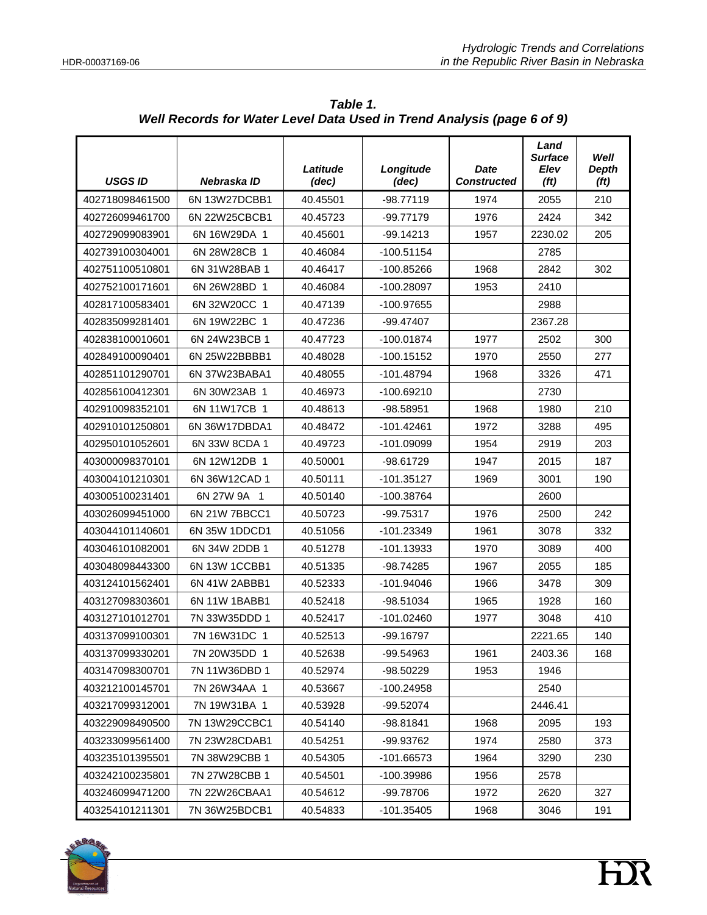**Table 1.**
**Well Records for Water Level Data Used in Trend Analysis (page 6 of 9)**

| USGS ID | Nebraska ID | Latitude (dec) | Longitude (dec) | Date Constructed | Land Surface Elev (ft) | Well Depth (ft) |
|---|---|---|---|---|---|---|
| 402718098461500 | 6N 13W27DCBB1 | 40.45501 | -98.77119 | 1974 | 2055 | 210 |
| 402726099461700 | 6N 22W25CBCB1 | 40.45723 | -99.77179 | 1976 | 2424 | 342 |
| 402729099083901 | 6N 16W29DA 1 | 40.45601 | -99.14213 | 1957 | 2230.02 | 205 |
| 402739100304001 | 6N 28W28CB 1 | 40.46084 | -100.51154 | | 2785 | |
| 402751100510801 | 6N 31W28BAB 1 | 40.46417 | -100.85266 | 1968 | 2842 | 302 |
| 402752100171601 | 6N 26W28BD 1 | 40.46084 | -100.28097 | 1953 | 2410 | |
| 402817100583401 | 6N 32W20CC 1 | 40.47139 | -100.97655 | | 2988 | |
| 402835099281401 | 6N 19W22BC 1 | 40.47236 | -99.47407 | | 2367.28 | |
| 402838100010601 | 6N 24W23BCB 1 | 40.47723 | -100.01874 | 1977 | 2502 | 300 |
| 402849100090401 | 6N 25W22BBBB1 | 40.48028 | -100.15152 | 1970 | 2550 | 277 |
| 402851101290701 | 6N 37W23BABA1 | 40.48055 | -101.48794 | 1968 | 3326 | 471 |
| 402856100412301 | 6N 30W23AB 1 | 40.46973 | -100.69210 | | 2730 | |
| 402910098352101 | 6N 11W17CB 1 | 40.48613 | -98.58951 | 1968 | 1980 | 210 |
| 402910101250801 | 6N 36W17DBDA1 | 40.48472 | -101.42461 | 1972 | 3288 | 495 |
| 402950101052601 | 6N 33W 8CDA 1 | 40.49723 | -101.09099 | 1954 | 2919 | 203 |
| 403000098370101 | 6N 12W12DB 1 | 40.50001 | -98.61729 | 1947 | 2015 | 187 |
| 403004101210301 | 6N 36W12CAD 1 | 40.50111 | -101.35127 | 1969 | 3001 | 190 |
| 403005100231401 | 6N 27W 9A 1 | 40.50140 | -100.38764 | | 2600 | |
| 403026099451000 | 6N 21W 7BBCC1 | 40.50723 | -99.75317 | 1976 | 2500 | 242 |
| 403044101140601 | 6N 35W 1DDCD1 | 40.51056 | -101.23349 | 1961 | 3078 | 332 |
| 403046101082001 | 6N 34W 2DDB 1 | 40.51278 | -101.13933 | 1970 | 3089 | 400 |
| 403048098443300 | 6N 13W 1CCBB1 | 40.51335 | -98.74285 | 1967 | 2055 | 185 |
| 403124101562401 | 6N 41W 2ABBB1 | 40.52333 | -101.94046 | 1966 | 3478 | 309 |
| 403127098303601 | 6N 11W 1BABB1 | 40.52418 | -98.51034 | 1965 | 1928 | 160 |
| 403127101012701 | 7N 33W35DDD 1 | 40.52417 | -101.02460 | 1977 | 3048 | 410 |
| 403137099100301 | 7N 16W31DC 1 | 40.52513 | -99.16797 | | 2221.65 | 140 |
| 403137099330201 | 7N 20W35DD 1 | 40.52638 | -99.54963 | 1961 | 2403.36 | 168 |
| 403147098300701 | 7N 11W36DBD 1 | 40.52974 | -98.50229 | 1953 | 1946 | |
| 403212100145701 | 7N 26W34AA 1 | 40.53667 | -100.24958 | | 2540 | |
| 403217099312001 | 7N 19W31BA 1 | 40.53928 | -99.52074 | | 2446.41 | |
| 403229098490500 | 7N 13W29CCBC1 | 40.54140 | -98.81841 | 1968 | 2095 | 193 |
| 403233099561400 | 7N 23W28CDAB1 | 40.54251 | -99.93762 | 1974 | 2580 | 373 |
| 403235101395501 | 7N 38W29CBB 1 | 40.54305 | -101.66573 | 1964 | 3290 | 230 |
| 403242100235801 | 7N 27W28CBB 1 | 40.54501 | -100.39986 | 1956 | 2578 | |
| 403246099471200 | 7N 22W26CBAA1 | 40.54612 | -99.78706 | 1972 | 2620 | 327 |
| 403254101211301 | 7N 36W25BDCB1 | 40.54833 | -101.35405 | 1968 | 3046 | 191 |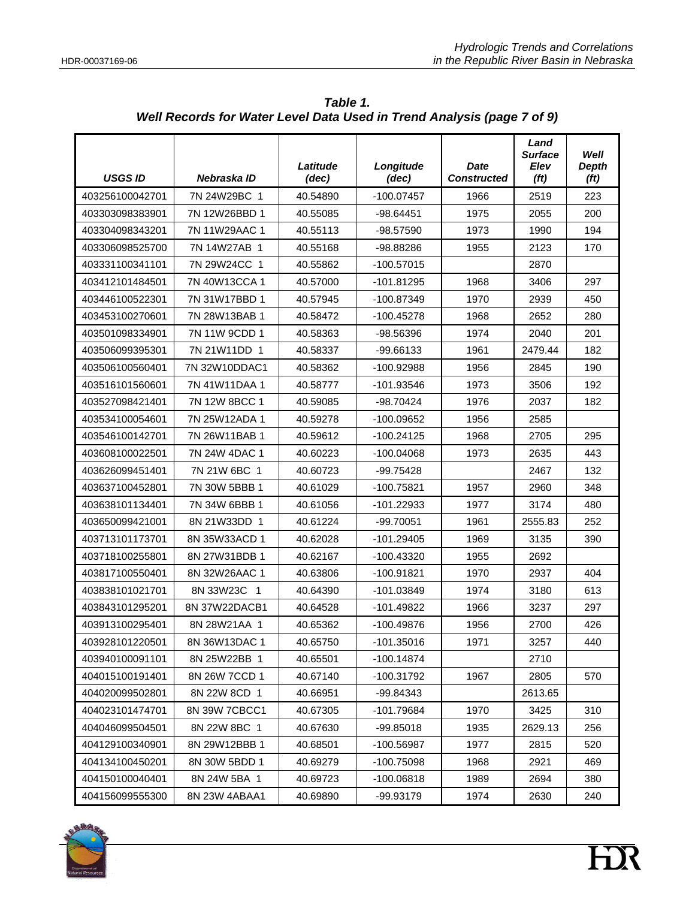***Table 1.***
***Well Records for Water Level Data Used in Trend Analysis (page 7 of 9)***

| USGS ID | Nebraska ID | Latitude (dec) | Longitude (dec) | Date Constructed | Land Surface Elev (ft) | Well Depth (ft) |
|---|---|---|---|---|---|---|
| 403256100042701 | 7N 24W29BC 1 | 40.54890 | -100.07457 | 1966 | 2519 | 223 |
| 403303098383901 | 7N 12W26BBD 1 | 40.55085 | -98.64451 | 1975 | 2055 | 200 |
| 403304098343201 | 7N 11W29AAC 1 | 40.55113 | -98.57590 | 1973 | 1990 | 194 |
| 403306098525700 | 7N 14W27AB 1 | 40.55168 | -98.88286 | 1955 | 2123 | 170 |
| 403331100341101 | 7N 29W24CC 1 | 40.55862 | -100.57015 | | 2870 | |
| 403412101484501 | 7N 40W13CCA 1 | 40.57000 | -101.81295 | 1968 | 3406 | 297 |
| 403446100522301 | 7N 31W17BBD 1 | 40.57945 | -100.87349 | 1970 | 2939 | 450 |
| 403453100270601 | 7N 28W13BAB 1 | 40.58472 | -100.45278 | 1968 | 2652 | 280 |
| 403501098334901 | 7N 11W 9CDD 1 | 40.58363 | -98.56396 | 1974 | 2040 | 201 |
| 403506099395301 | 7N 21W11DD 1 | 40.58337 | -99.66133 | 1961 | 2479.44 | 182 |
| 403506100560401 | 7N 32W10DDAC1 | 40.58362 | -100.92988 | 1956 | 2845 | 190 |
| 403516101560601 | 7N 41W11DAA 1 | 40.58777 | -101.93546 | 1973 | 3506 | 192 |
| 403527098421401 | 7N 12W 8BCC 1 | 40.59085 | -98.70424 | 1976 | 2037 | 182 |
| 403534100054601 | 7N 25W12ADA 1 | 40.59278 | -100.09652 | 1956 | 2585 | |
| 403546100142701 | 7N 26W11BAB 1 | 40.59612 | -100.24125 | 1968 | 2705 | 295 |
| 403608100022501 | 7N 24W 4DAC 1 | 40.60223 | -100.04068 | 1973 | 2635 | 443 |
| 403626099451401 | 7N 21W 6BC 1 | 40.60723 | -99.75428 | | 2467 | 132 |
| 403637100452801 | 7N 30W 5BBB 1 | 40.61029 | -100.75821 | 1957 | 2960 | 348 |
| 403638101134401 | 7N 34W 6BBB 1 | 40.61056 | -101.22933 | 1977 | 3174 | 480 |
| 403650099421001 | 8N 21W33DD 1 | 40.61224 | -99.70051 | 1961 | 2555.83 | 252 |
| 403713101173701 | 8N 35W33ACD 1 | 40.62028 | -101.29405 | 1969 | 3135 | 390 |
| 403718100255801 | 8N 27W31BDB 1 | 40.62167 | -100.43320 | 1955 | 2692 | |
| 403817100550401 | 8N 32W26AAC 1 | 40.63806 | -100.91821 | 1970 | 2937 | 404 |
| 403838101021701 | 8N 33W23C 1 | 40.64390 | -101.03849 | 1974 | 3180 | 613 |
| 403843101295201 | 8N 37W22DACB1 | 40.64528 | -101.49822 | 1966 | 3237 | 297 |
| 403913100295401 | 8N 28W21AA 1 | 40.65362 | -100.49876 | 1956 | 2700 | 426 |
| 403928101220501 | 8N 36W13DAC 1 | 40.65750 | -101.35016 | 1971 | 3257 | 440 |
| 403940100091101 | 8N 25W22BB 1 | 40.65501 | -100.14874 | | 2710 | |
| 404015100191401 | 8N 26W 7CCD 1 | 40.67140 | -100.31792 | 1967 | 2805 | 570 |
| 404020099502801 | 8N 22W 8CD 1 | 40.66951 | -99.84343 | | 2613.65 | |
| 404023101474701 | 8N 39W 7CBCC1 | 40.67305 | -101.79684 | 1970 | 3425 | 310 |
| 404046099504501 | 8N 22W 8BC 1 | 40.67630 | -99.85018 | 1935 | 2629.13 | 256 |
| 404129100340901 | 8N 29W12BBB 1 | 40.68501 | -100.56987 | 1977 | 2815 | 520 |
| 404134100450201 | 8N 30W 5BDD 1 | 40.69279 | -100.75098 | 1968 | 2921 | 469 |
| 404150100040401 | 8N 24W 5BA 1 | 40.69723 | -100.06818 | 1989 | 2694 | 380 |
| 404156099555300 | 8N 23W 4ABAA1 | 40.69890 | -99.93179 | 1974 | 2630 | 240 |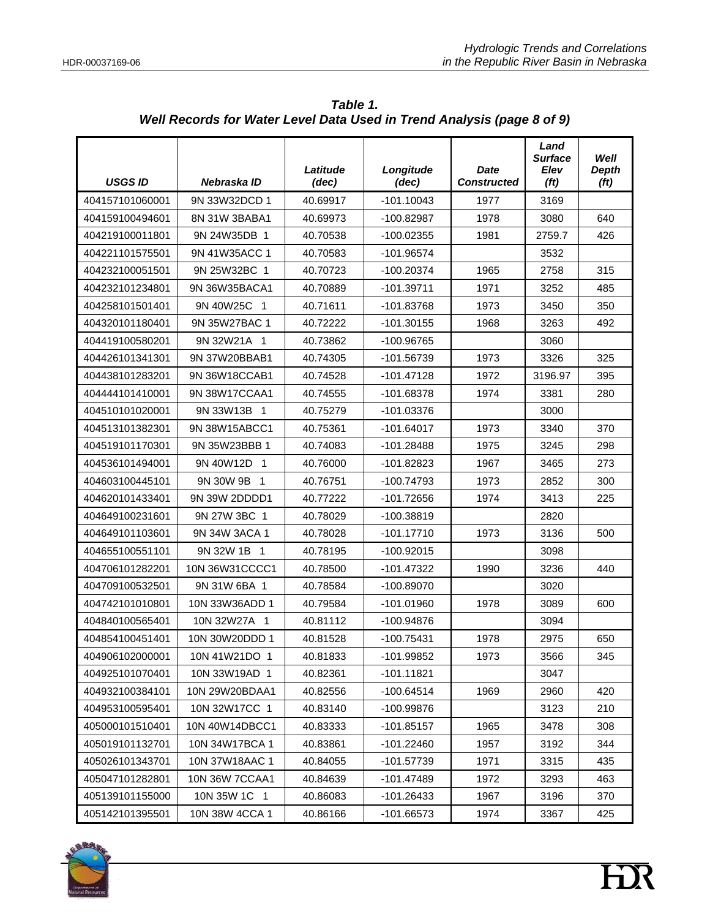**Table 1.**
***Well Records for Water Level Data Used in Trend Analysis (page 8 of 9)***

| USGS ID | Nebraska ID | Latitude (dec) | Longitude (dec) | Date Constructed | Land Surface Elev (ft) | Well Depth (ft) |
|---|---|---|---|---|---|---|
| 404157101060001 | 9N 33W32DCD 1 | 40.69917 | -101.10043 | 1977 | 3169 | |
| 404159100494601 | 8N 31W 3BABA1 | 40.69973 | -100.82987 | 1978 | 3080 | 640 |
| 404219100011801 | 9N 24W35DB 1 | 40.70538 | -100.02355 | 1981 | 2759.7 | 426 |
| 404221101575501 | 9N 41W35ACC 1 | 40.70583 | -101.96574 | | 3532 | |
| 404232100051501 | 9N 25W32BC 1 | 40.70723 | -100.20374 | 1965 | 2758 | 315 |
| 404232101234801 | 9N 36W35BACA1 | 40.70889 | -101.39711 | 1971 | 3252 | 485 |
| 404258101501401 | 9N 40W25C 1 | 40.71611 | -101.83768 | 1973 | 3450 | 350 |
| 404320101180401 | 9N 35W27BAC 1 | 40.72222 | -101.30155 | 1968 | 3263 | 492 |
| 404419100580201 | 9N 32W21A 1 | 40.73862 | -100.96765 | | 3060 | |
| 404426101341301 | 9N 37W20BBAB1 | 40.74305 | -101.56739 | 1973 | 3326 | 325 |
| 404438101283201 | 9N 36W18CCAB1 | 40.74528 | -101.47128 | 1972 | 3196.97 | 395 |
| 404444101410001 | 9N 38W17CCAA1 | 40.74555 | -101.68378 | 1974 | 3381 | 280 |
| 404510101020001 | 9N 33W13B 1 | 40.75279 | -101.03376 | | 3000 | |
| 404513101382301 | 9N 38W15ABCC1 | 40.75361 | -101.64017 | 1973 | 3340 | 370 |
| 404519101170301 | 9N 35W23BBB 1 | 40.74083 | -101.28488 | 1975 | 3245 | 298 |
| 404536101494001 | 9N 40W12D 1 | 40.76000 | -101.82823 | 1967 | 3465 | 273 |
| 404603100445101 | 9N 30W 9B 1 | 40.76751 | -100.74793 | 1973 | 2852 | 300 |
| 404620101433401 | 9N 39W 2DDDD1 | 40.77222 | -101.72656 | 1974 | 3413 | 225 |
| 404649100231601 | 9N 27W 3BC 1 | 40.78029 | -100.38819 | | 2820 | |
| 404649101103601 | 9N 34W 3ACA 1 | 40.78028 | -101.17710 | 1973 | 3136 | 500 |
| 404655100551101 | 9N 32W 1B 1 | 40.78195 | -100.92015 | | 3098 | |
| 404706101282201 | 10N 36W31CCCC1 | 40.78500 | -101.47322 | 1990 | 3236 | 440 |
| 404709100532501 | 9N 31W 6BA 1 | 40.78584 | -100.89070 | | 3020 | |
| 404742101010801 | 10N 33W36ADD 1 | 40.79584 | -101.01960 | 1978 | 3089 | 600 |
| 404840100565401 | 10N 32W27A 1 | 40.81112 | -100.94876 | | 3094 | |
| 404854100451401 | 10N 30W20DDD 1 | 40.81528 | -100.75431 | 1978 | 2975 | 650 |
| 404906102000001 | 10N 41W21DO 1 | 40.81833 | -101.99852 | 1973 | 3566 | 345 |
| 404925101070401 | 10N 33W19AD 1 | 40.82361 | -101.11821 | | 3047 | |
| 404932100384101 | 10N 29W20BDAA1 | 40.82556 | -100.64514 | 1969 | 2960 | 420 |
| 404953100595401 | 10N 32W17CC 1 | 40.83140 | -100.99876 | | 3123 | 210 |
| 405000101510401 | 10N 40W14DBCC1 | 40.83333 | -101.85157 | 1965 | 3478 | 308 |
| 405019101132701 | 10N 34W17BCA 1 | 40.83861 | -101.22460 | 1957 | 3192 | 344 |
| 405026101343701 | 10N 37W18AAC 1 | 40.84055 | -101.57739 | 1971 | 3315 | 435 |
| 405047101282801 | 10N 36W 7CCAA1 | 40.84639 | -101.47489 | 1972 | 3293 | 463 |
| 405139101155000 | 10N 35W 1C 1 | 40.86083 | -101.26433 | 1967 | 3196 | 370 |
| 405142101395501 | 10N 38W 4CCA 1 | 40.86166 | -101.66573 | 1974 | 3367 | 425 |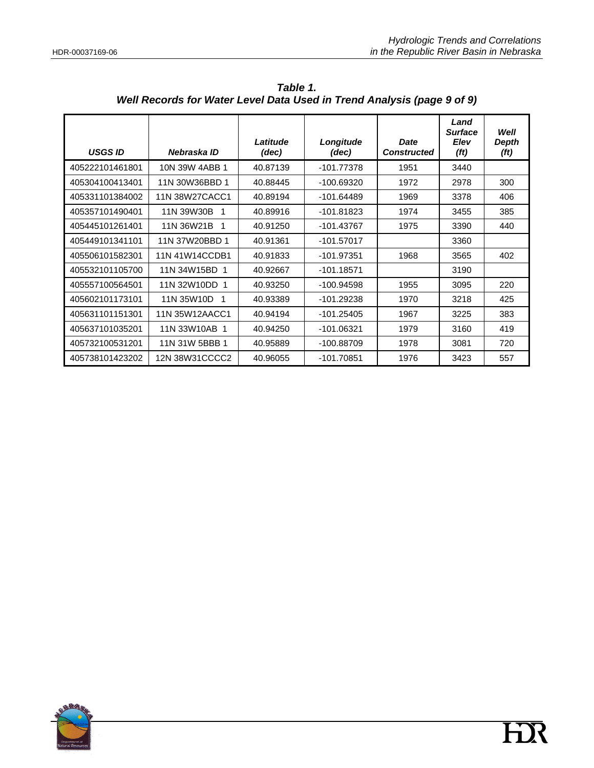***Table 1.***
***Well Records for Water Level Data Used in Trend Analysis (page 9 of 9)***

| *USGS ID* | *Nebraska ID* | *Latitude (dec)* | *Longitude (dec)* | *Date Constructed* | *Land Surface Elev (ft)* | *Well Depth (ft)* |
|---|---|---|---|---|---|---|
| 405222101461801 | 10N 39W 4ABB 1 | 40.87139 | -101.77378 | 1951 | 3440 | |
| 405304100413401 | 11N 30W36BBD 1 | 40.88445 | -100.69320 | 1972 | 2978 | 300 |
| 405331101384002 | 11N 38W27CACC1 | 40.89194 | -101.64489 | 1969 | 3378 | 406 |
| 405357101490401 | 11N 39W30B 1 | 40.89916 | -101.81823 | 1974 | 3455 | 385 |
| 405445101261401 | 11N 36W21B 1 | 40.91250 | -101.43767 | 1975 | 3390 | 440 |
| 405449101341101 | 11N 37W20BBD 1 | 40.91361 | -101.57017 | | 3360 | |
| 405506101582301 | 11N 41W14CCDB1 | 40.91833 | -101.97351 | 1968 | 3565 | 402 |
| 405532101105700 | 11N 34W15BD 1 | 40.92667 | -101.18571 | | 3190 | |
| 405557100564501 | 11N 32W10DD 1 | 40.93250 | -100.94598 | 1955 | 3095 | 220 |
| 405602101173101 | 11N 35W10D 1 | 40.93389 | -101.29238 | 1970 | 3218 | 425 |
| 405631101151301 | 11N 35W12AACC1 | 40.94194 | -101.25405 | 1967 | 3225 | 383 |
| 405637101035201 | 11N 33W10AB 1 | 40.94250 | -101.06321 | 1979 | 3160 | 419 |
| 405732100531201 | 11N 31W 5BBB 1 | 40.95889 | -100.88709 | 1978 | 3081 | 720 |
| 405738101423202 | 12N 38W31CCCC2 | 40.96055 | -101.70851 | 1976 | 3423 | 557 |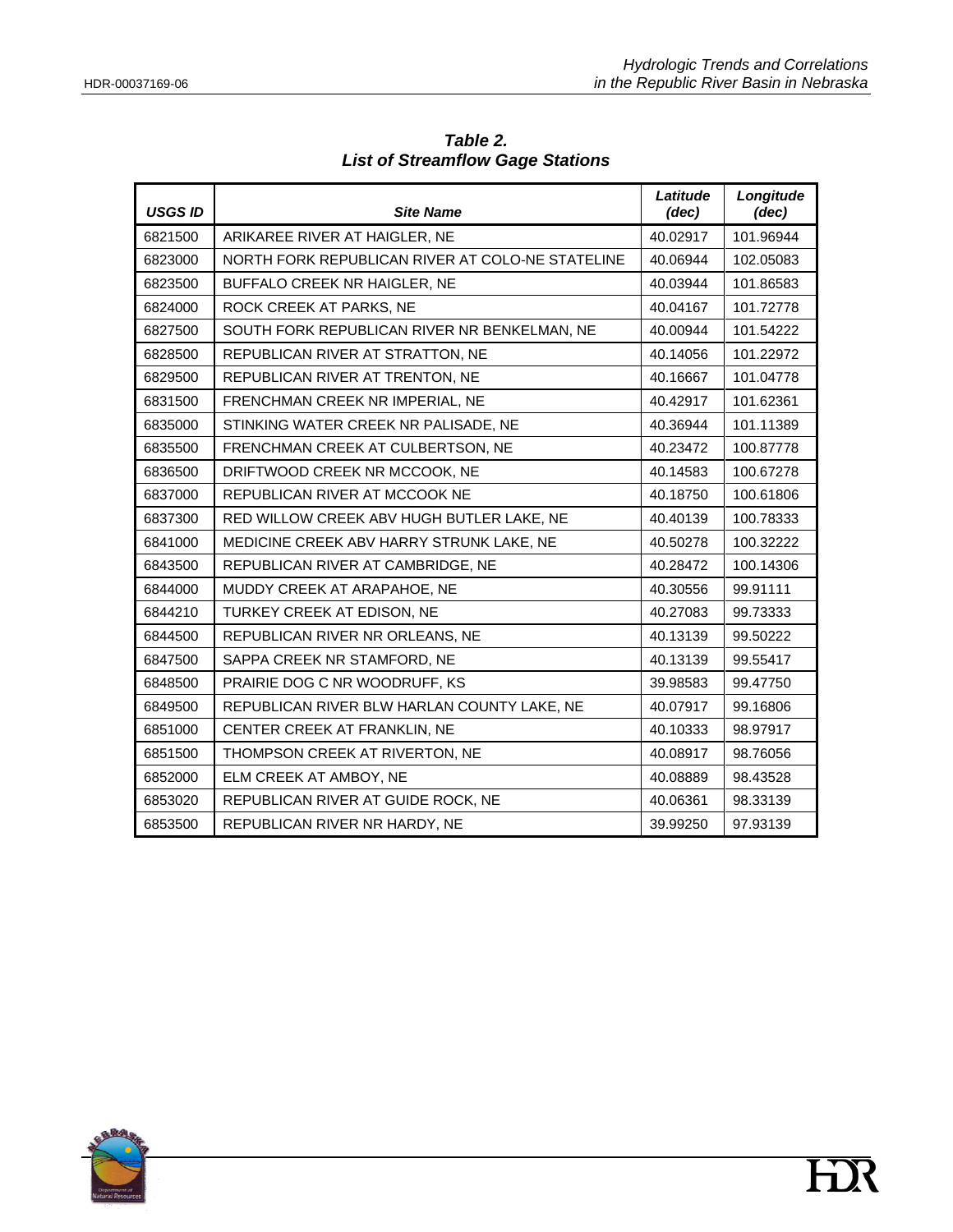**Table 2.**
**List of Streamflow Gage Stations**

| USGS ID | Site Name | Latitude (dec) | Longitude (dec) |
|---|---|---|---|
| 6821500 | ARIKAREE RIVER AT HAIGLER, NE | 40.02917 | 101.96944 |
| 6823000 | NORTH FORK REPUBLICAN RIVER AT COLO-NE STATELINE | 40.06944 | 102.05083 |
| 6823500 | BUFFALO CREEK NR HAIGLER, NE | 40.03944 | 101.86583 |
| 6824000 | ROCK CREEK AT PARKS, NE | 40.04167 | 101.72778 |
| 6827500 | SOUTH FORK REPUBLICAN RIVER NR BENKELMAN, NE | 40.00944 | 101.54222 |
| 6828500 | REPUBLICAN RIVER AT STRATTON, NE | 40.14056 | 101.22972 |
| 6829500 | REPUBLICAN RIVER AT TRENTON, NE | 40.16667 | 101.04778 |
| 6831500 | FRENCHMAN CREEK NR IMPERIAL, NE | 40.42917 | 101.62361 |
| 6835000 | STINKING WATER CREEK NR PALISADE, NE | 40.36944 | 101.11389 |
| 6835500 | FRENCHMAN CREEK AT CULBERTSON, NE | 40.23472 | 100.87778 |
| 6836500 | DRIFTWOOD CREEK NR MCCOOK, NE | 40.14583 | 100.67278 |
| 6837000 | REPUBLICAN RIVER AT MCCOOK NE | 40.18750 | 100.61806 |
| 6837300 | RED WILLOW CREEK ABV HUGH BUTLER LAKE, NE | 40.40139 | 100.78333 |
| 6841000 | MEDICINE CREEK ABV HARRY STRUNK LAKE, NE | 40.50278 | 100.32222 |
| 6843500 | REPUBLICAN RIVER AT CAMBRIDGE, NE | 40.28472 | 100.14306 |
| 6844000 | MUDDY CREEK AT ARAPAHOE, NE | 40.30556 | 99.91111 |
| 6844210 | TURKEY CREEK AT EDISON, NE | 40.27083 | 99.73333 |
| 6844500 | REPUBLICAN RIVER NR ORLEANS, NE | 40.13139 | 99.50222 |
| 6847500 | SAPPA CREEK NR STAMFORD, NE | 40.13139 | 99.55417 |
| 6848500 | PRAIRIE DOG C NR WOODRUFF, KS | 39.98583 | 99.47750 |
| 6849500 | REPUBLICAN RIVER BLW HARLAN COUNTY LAKE, NE | 40.07917 | 99.16806 |
| 6851000 | CENTER CREEK AT FRANKLIN, NE | 40.10333 | 98.97917 |
| 6851500 | THOMPSON CREEK AT RIVERTON, NE | 40.08917 | 98.76056 |
| 6852000 | ELM CREEK AT AMBOY, NE | 40.08889 | 98.43528 |
| 6853020 | REPUBLICAN RIVER AT GUIDE ROCK, NE | 40.06361 | 98.33139 |
| 6853500 | REPUBLICAN RIVER NR HARDY, NE | 39.99250 | 97.93139 |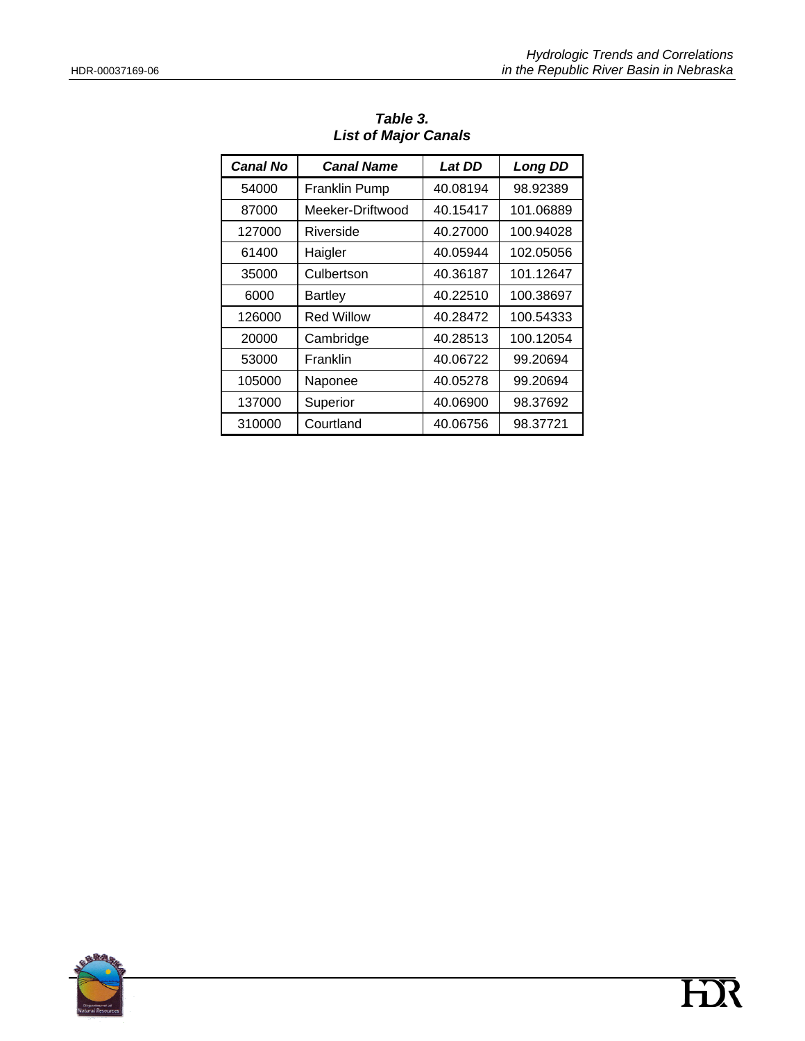**Table 3.**
**List of Major Canals**

| Canal No | Canal Name | Lat DD | Long DD |
|---|---|---|---|
| 54000 | Franklin Pump | 40.08194 | 98.92389 |
| 87000 | Meeker-Driftwood | 40.15417 | 101.06889 |
| 127000 | Riverside | 40.27000 | 100.94028 |
| 61400 | Haigler | 40.05944 | 102.05056 |
| 35000 | Culbertson | 40.36187 | 101.12647 |
| 6000 | Bartley | 40.22510 | 100.38697 |
| 126000 | Red Willow | 40.28472 | 100.54333 |
| 20000 | Cambridge | 40.28513 | 100.12054 |
| 53000 | Franklin | 40.06722 | 99.20694 |
| 105000 | Naponee | 40.05278 | 99.20694 |
| 137000 | Superior | 40.06900 | 98.37692 |
| 310000 | Courtland | 40.06756 | 98.37721 |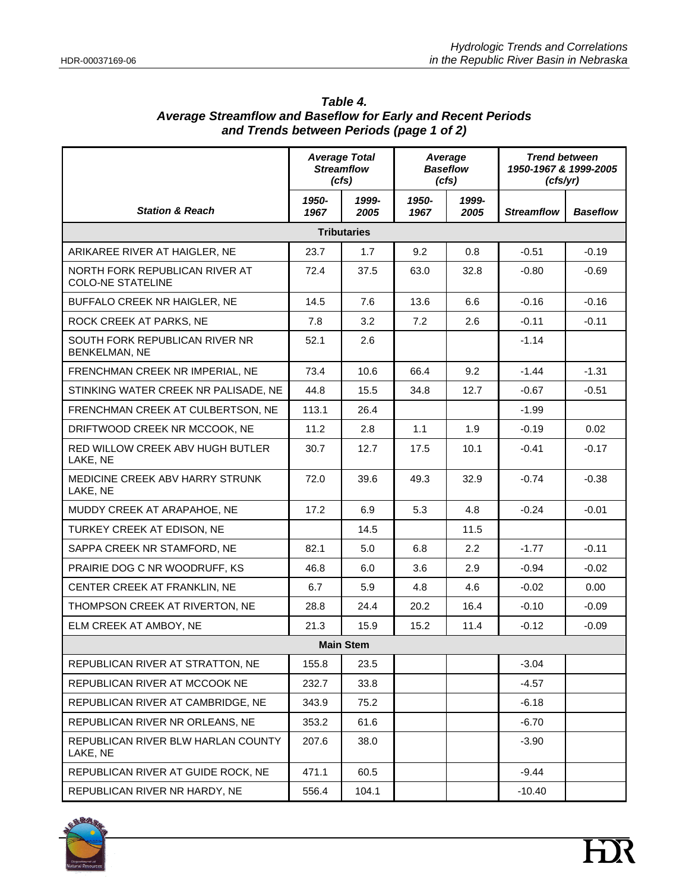**Table 4.**
***Average Streamflow and Baseflow for Early and Recent Periods and Trends between Periods (page 1 of 2)***

| *Station & Reach* | *Average Total Streamflow (cfs)* | | *Average Baseflow (cfs)* | | *Trend between 1950-1967 & 1999-2005 (cfs/yr)* | |
|---|---|---|---|---|---|---|
| | *1950-1967* | *1999-2005* | *1950-1967* | *1999-2005* | *Streamflow* | *Baseflow* |
| **Tributaries** | | | | | | |
| ARIKAREE RIVER AT HAIGLER, NE | 23.7 | 1.7 | 9.2 | 0.8 | -0.51 | -0.19 |
| NORTH FORK REPUBLICAN RIVER AT COLO-NE STATELINE | 72.4 | 37.5 | 63.0 | 32.8 | -0.80 | -0.69 |
| BUFFALO CREEK NR HAIGLER, NE | 14.5 | 7.6 | 13.6 | 6.6 | -0.16 | -0.16 |
| ROCK CREEK AT PARKS, NE | 7.8 | 3.2 | 7.2 | 2.6 | -0.11 | -0.11 |
| SOUTH FORK REPUBLICAN RIVER NR BENKELMAN, NE | 52.1 | 2.6 | | | -1.14 | |
| FRENCHMAN CREEK NR IMPERIAL, NE | 73.4 | 10.6 | 66.4 | 9.2 | -1.44 | -1.31 |
| STINKING WATER CREEK NR PALISADE, NE | 44.8 | 15.5 | 34.8 | 12.7 | -0.67 | -0.51 |
| FRENCHMAN CREEK AT CULBERTSON, NE | 113.1 | 26.4 | | | -1.99 | |
| DRIFTWOOD CREEK NR MCCOOK, NE | 11.2 | 2.8 | 1.1 | 1.9 | -0.19 | 0.02 |
| RED WILLOW CREEK ABV HUGH BUTLER LAKE, NE | 30.7 | 12.7 | 17.5 | 10.1 | -0.41 | -0.17 |
| MEDICINE CREEK ABV HARRY STRUNK LAKE, NE | 72.0 | 39.6 | 49.3 | 32.9 | -0.74 | -0.38 |
| MUDDY CREEK AT ARAPAHOE, NE | 17.2 | 6.9 | 5.3 | 4.8 | -0.24 | -0.01 |
| TURKEY CREEK AT EDISON, NE | | 14.5 | | 11.5 | | |
| SAPPA CREEK NR STAMFORD, NE | 82.1 | 5.0 | 6.8 | 2.2 | -1.77 | -0.11 |
| PRAIRIE DOG C NR WOODRUFF, KS | 46.8 | 6.0 | 3.6 | 2.9 | -0.94 | -0.02 |
| CENTER CREEK AT FRANKLIN, NE | 6.7 | 5.9 | 4.8 | 4.6 | -0.02 | 0.00 |
| THOMPSON CREEK AT RIVERTON, NE | 28.8 | 24.4 | 20.2 | 16.4 | -0.10 | -0.09 |
| ELM CREEK AT AMBOY, NE | 21.3 | 15.9 | 15.2 | 11.4 | -0.12 | -0.09 |
| **Main Stem** | | | | | | |
| REPUBLICAN RIVER AT STRATTON, NE | 155.8 | 23.5 | | | -3.04 | |
| REPUBLICAN RIVER AT MCCOOK NE | 232.7 | 33.8 | | | -4.57 | |
| REPUBLICAN RIVER AT CAMBRIDGE, NE | 343.9 | 75.2 | | | -6.18 | |
| REPUBLICAN RIVER NR ORLEANS, NE | 353.2 | 61.6 | | | -6.70 | |
| REPUBLICAN RIVER BLW HARLAN COUNTY LAKE, NE | 207.6 | 38.0 | | | -3.90 | |
| REPUBLICAN RIVER AT GUIDE ROCK, NE | 471.1 | 60.5 | | | -9.44 | |
| REPUBLICAN RIVER NR HARDY, NE | 556.4 | 104.1 | | | -10.40 | |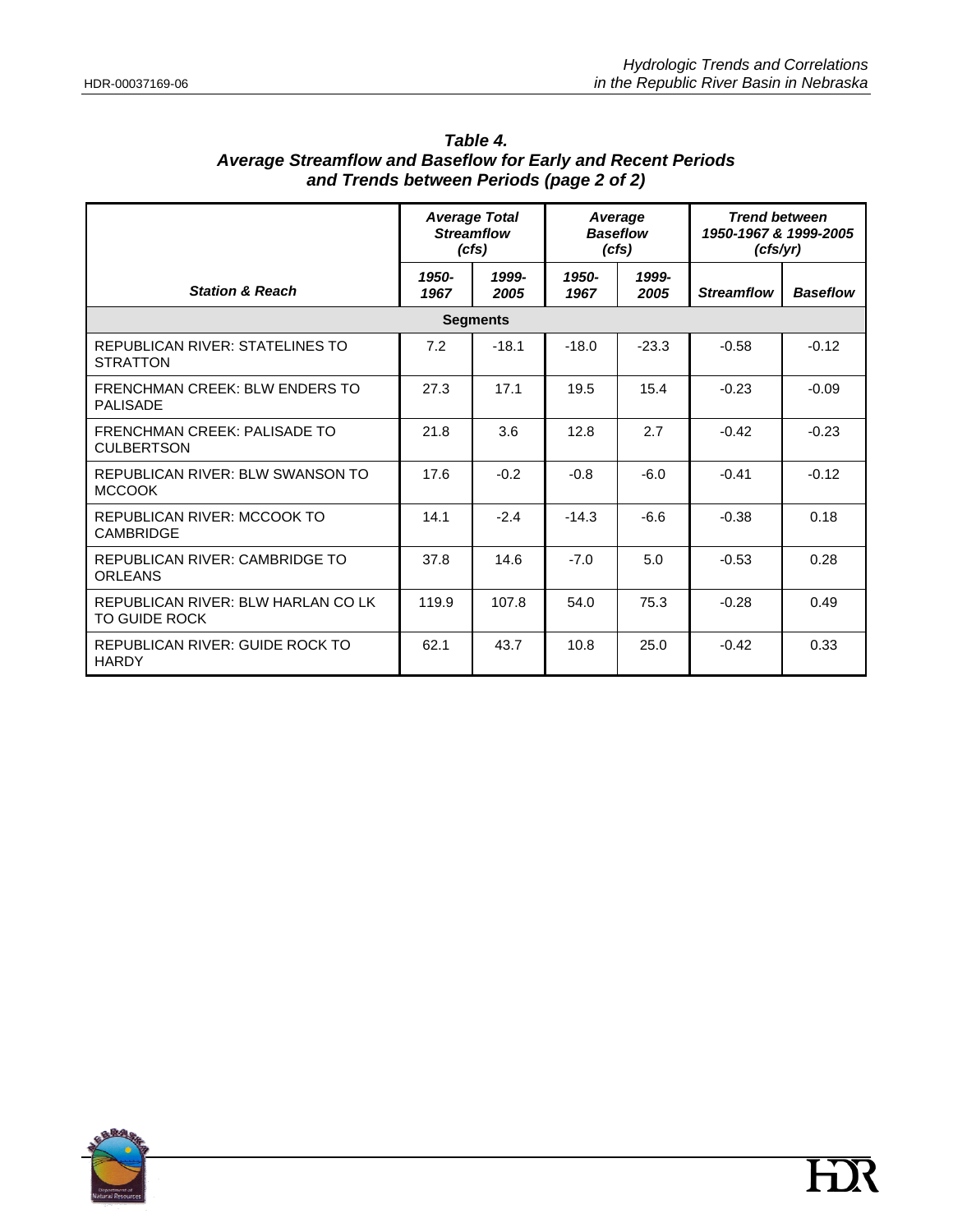***Table 4.***
***Average Streamflow and Baseflow for Early and Recent Periods and Trends between Periods (page 2 of 2)***

| Station & Reach | Average Total Streamflow (cfs) | | Average Baseflow (cfs) | | Trend between 1950-1967 & 1999-2005 (cfs/yr) | |
|---|---|---|---|---|---|---|
| | 1950-1967 | 1999-2005 | 1950-1967 | 1999-2005 | Streamflow | Baseflow |
| **Segments** | | | | | | |
| REPUBLICAN RIVER: STATELINES TO STRATTON | 7.2 | -18.1 | -18.0 | -23.3 | -0.58 | -0.12 |
| FRENCHMAN CREEK: BLW ENDERS TO PALISADE | 27.3 | 17.1 | 19.5 | 15.4 | -0.23 | -0.09 |
| FRENCHMAN CREEK: PALISADE TO CULBERTSON | 21.8 | 3.6 | 12.8 | 2.7 | -0.42 | -0.23 |
| REPUBLICAN RIVER: BLW SWANSON TO MCCOOK | 17.6 | -0.2 | -0.8 | -6.0 | -0.41 | -0.12 |
| REPUBLICAN RIVER: MCCOOK TO CAMBRIDGE | 14.1 | -2.4 | -14.3 | -6.6 | -0.38 | 0.18 |
| REPUBLICAN RIVER: CAMBRIDGE TO ORLEANS | 37.8 | 14.6 | -7.0 | 5.0 | -0.53 | 0.28 |
| REPUBLICAN RIVER: BLW HARLAN CO LK TO GUIDE ROCK | 119.9 | 107.8 | 54.0 | 75.3 | -0.28 | 0.49 |
| REPUBLICAN RIVER: GUIDE ROCK TO HARDY | 62.1 | 43.7 | 10.8 | 25.0 | -0.42 | 0.33 |